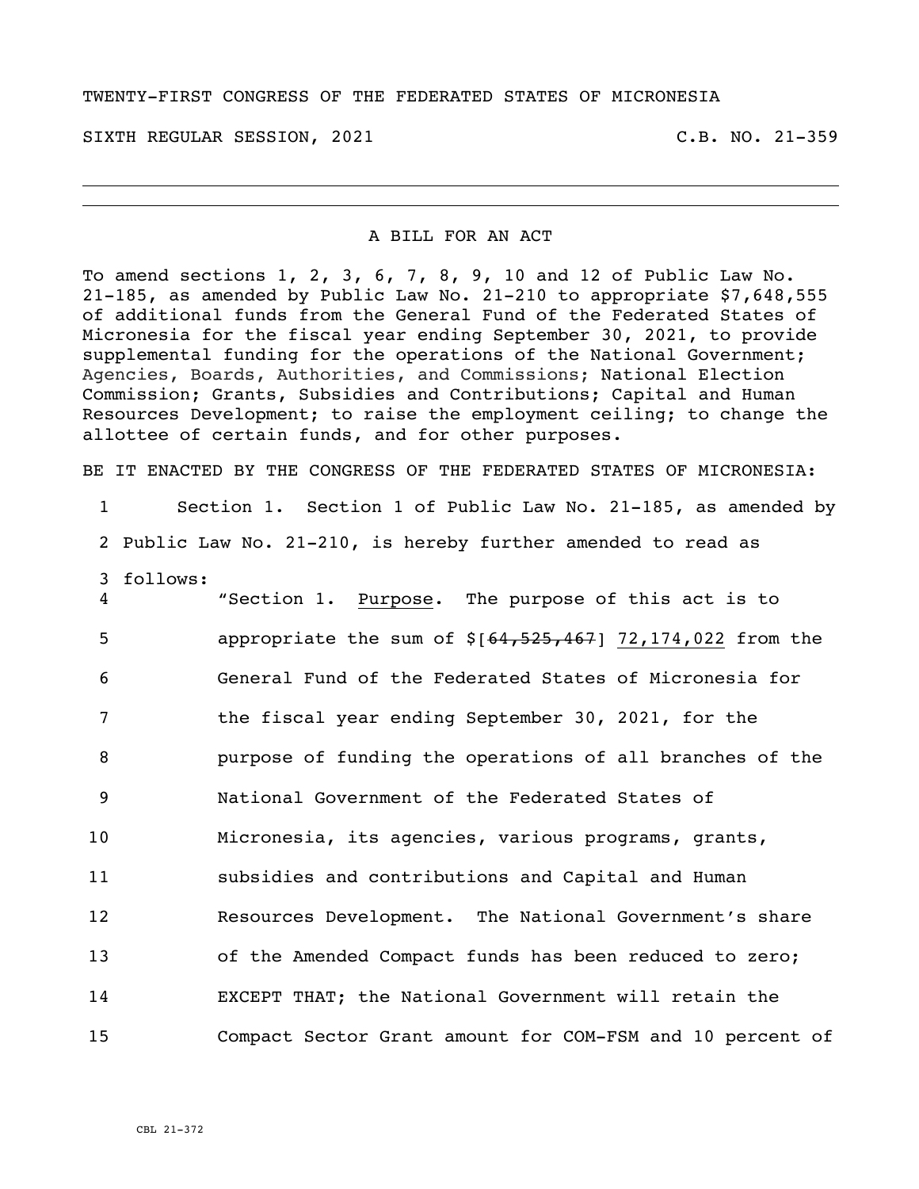TWENTY-FIRST CONGRESS OF THE FEDERATED STATES OF MICRONESIA

SIXTH REGULAR SESSION, 2021 C.B. NO. 21-359

A BILL FOR AN ACT

To amend sections 1, 2, 3, 6, 7, 8, 9, 10 and 12 of Public Law No. 21-185, as amended by Public Law No. 21-210 to appropriate $7,648,555 of additional funds from the General Fund of the Federated States of Micronesia for the fiscal year ending September 30, 2021, to provide supplemental funding for the operations of the National Government; Agencies, Boards, Authorities, and Commissions; National Election Commission; Grants, Subsidies and Contributions; Capital and Human Resources Development; to raise the employment ceiling; to change the allottee of certain funds, and for other purposes.

BE IT ENACTED BY THE CONGRESS OF THE FEDERATED STATES OF MICRONESIA:

1 Section 1. Section 1 of Public Law No. 21-185, as amended by
2 Public Law No. 21-210, is hereby further amended to read as
3 follows:
4 "Section 1. Purpose. The purpose of this act is to
5 appropriate the sum of $[~~64,525,467~~] 72,174,022 from the
6 General Fund of the Federated States of Micronesia for
7 the fiscal year ending September 30, 2021, for the
8 purpose of funding the operations of all branches of the
9 National Government of the Federated States of
10 Micronesia, its agencies, various programs, grants,
11 subsidies and contributions and Capital and Human
12 Resources Development. The National Government's share
13 of the Amended Compact funds has been reduced to zero;
14 EXCEPT THAT; the National Government will retain the
15 Compact Sector Grant amount for COM-FSM and 10 percent of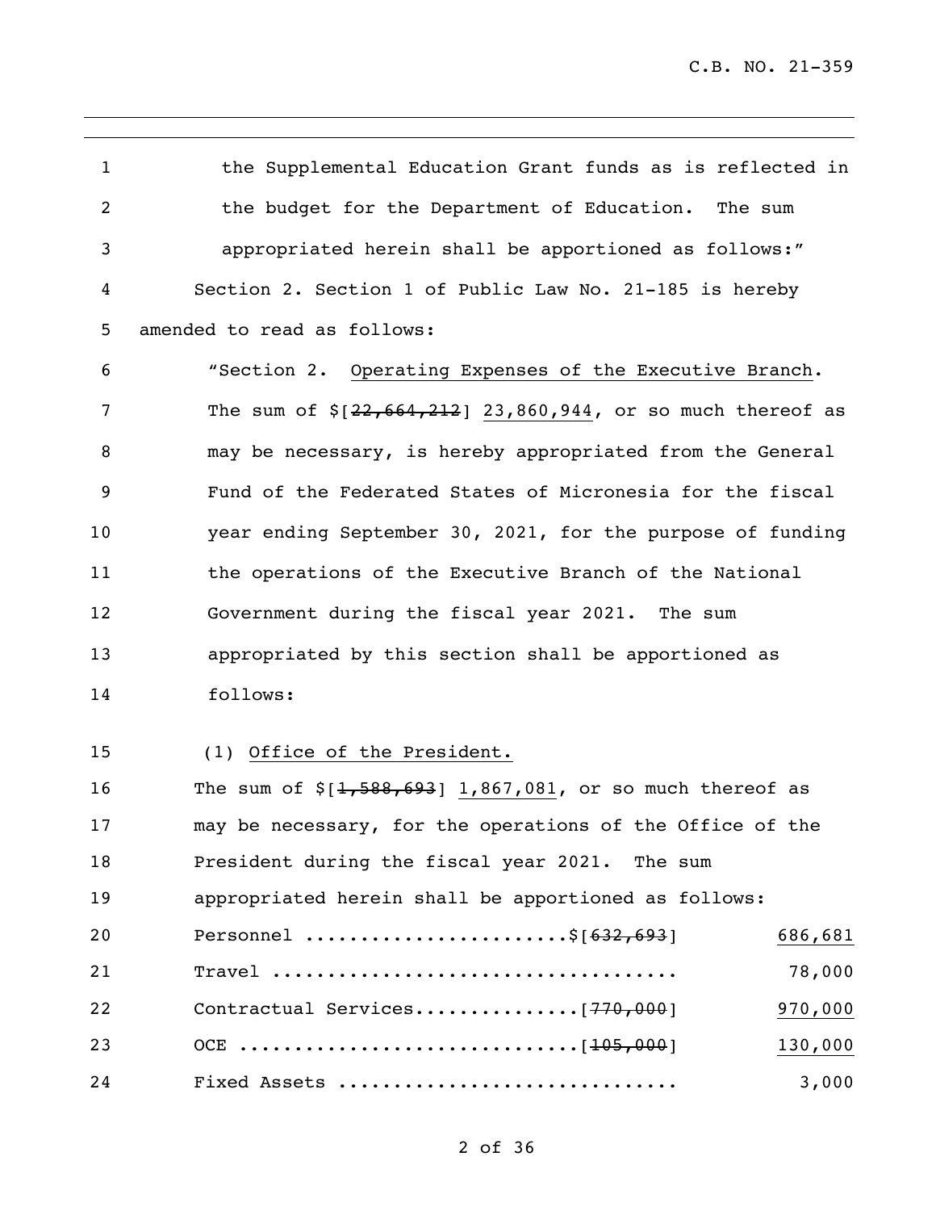the Supplemental Education Grant funds as is reflected in the budget for the Department of Education. The sum appropriated herein shall be apportioned as follows:"

Section 2. Section 1 of Public Law No. 21-185 is hereby amended to read as follows:

"Section 2. Operating Expenses of the Executive Branch. The sum of $[~~22,664,212~~] 23,860,944, or so much thereof as may be necessary, is hereby appropriated from the General Fund of the Federated States of Micronesia for the fiscal year ending September 30, 2021, for the purpose of funding the operations of the Executive Branch of the National Government during the fiscal year 2021. The sum appropriated by this section shall be apportioned as follows:

(1) Office of the President.

The sum of $[~~1,588,693~~] 1,867,081, or so much thereof as may be necessary, for the operations of the Office of the President during the fiscal year 2021. The sum appropriated herein shall be apportioned as follows:

| | | |
|---|---|---|
| Personnel ........................ | $[~~632,693~~] | 686,681 |
| Travel ..................................... | | 78,000 |
| Contractual Services............... | [~~770,000~~] | 970,000 |
| OCE .............................. | [~~105,000~~] | 130,000 |
| Fixed Assets .............................. | | 3,000 |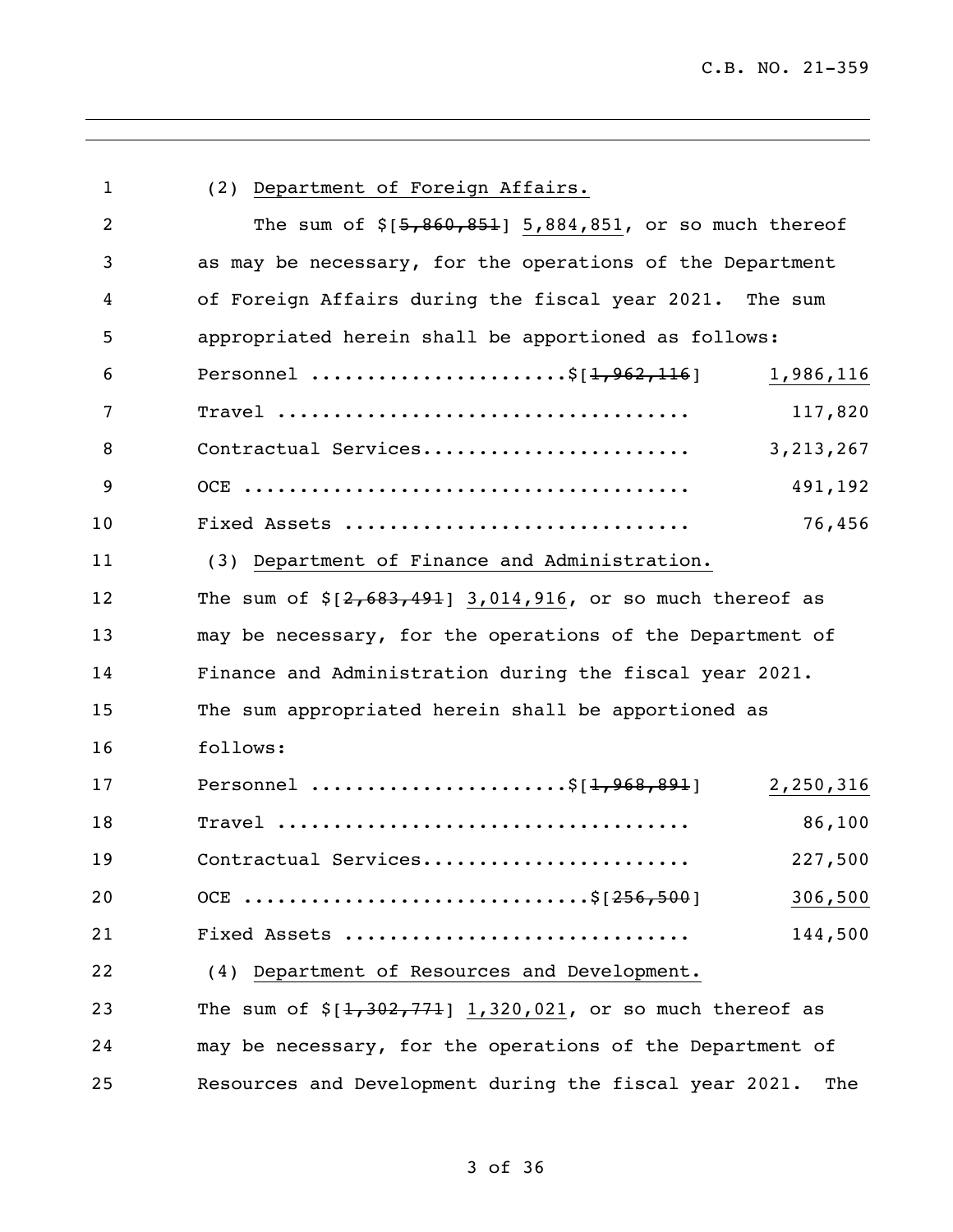(2) Department of Foreign Affairs.

The sum of $[~~5,860,851~~] 5,884,851, or so much thereof as may be necessary, for the operations of the Department of Foreign Affairs during the fiscal year 2021. The sum appropriated herein shall be apportioned as follows:

| | |
|---|---|
| Personnel ......................$[~~1,962,116~~] | 1,986,116 |
| Travel ..................................... | 117,820 |
| Contractual Services........................ | 3,213,267 |
| OCE ........................................ | 491,192 |
| Fixed Assets ............................... | 76,456 |

(3) Department of Finance and Administration.

The sum of $[~~2,683,491~~] 3,014,916, or so much thereof as may be necessary, for the operations of the Department of Finance and Administration during the fiscal year 2021. The sum appropriated herein shall be apportioned as follows:

| | |
|---|---|
| Personnel ......................$[~~1,968,891~~] | 2,250,316 |
| Travel ..................................... | 86,100 |
| Contractual Services........................ | 227,500 |
| OCE ............................$[~~256,500~~] | 306,500 |
| Fixed Assets ............................... | 144,500 |

(4) Department of Resources and Development.

The sum of $[~~1,302,771~~] 1,320,021, or so much thereof as may be necessary, for the operations of the Department of Resources and Development during the fiscal year 2021. The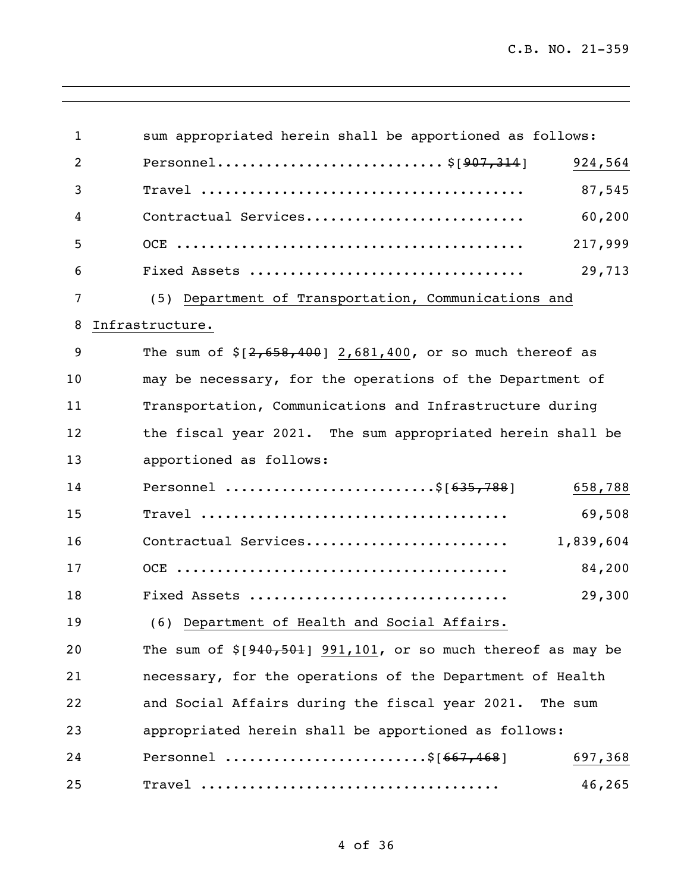sum appropriated herein shall be apportioned as follows:

| | |
|---|---|
| Personnel............................$[~~907,314~~] | <u>924,564</u> |
| Travel ........................................ | 87,545 |
| Contractual Services........................... | 60,200 |
| OCE ........................................... | 217,999 |
| Fixed Assets .................................. | 29,713 |

(5) <u>Department of Transportation, Communications and Infrastructure.</u>

The sum of $[~~2,658,400~~] <u>2,681,400</u>, or so much thereof as may be necessary, for the operations of the Department of Transportation, Communications and Infrastructure during the fiscal year 2021. The sum appropriated herein shall be apportioned as follows:

| | |
|---|---|
| Personnel .........................$[~~635,788~~] | <u>658,788</u> |
| Travel ...................................... | 69,508 |
| Contractual Services......................... | 1,839,604 |
| OCE ......................................... | 84,200 |
| Fixed Assets ................................ | 29,300 |

(6) <u>Department of Health and Social Affairs.</u>

The sum of $[~~940,501~~] <u>991,101</u>, or so much thereof as may be necessary, for the operations of the Department of Health and Social Affairs during the fiscal year 2021. The sum appropriated herein shall be apportioned as follows:

| | |
|---|---|
| Personnel ........................$[~~667,468~~] | <u>697,368</u> |
| Travel .................................... | 46,265 |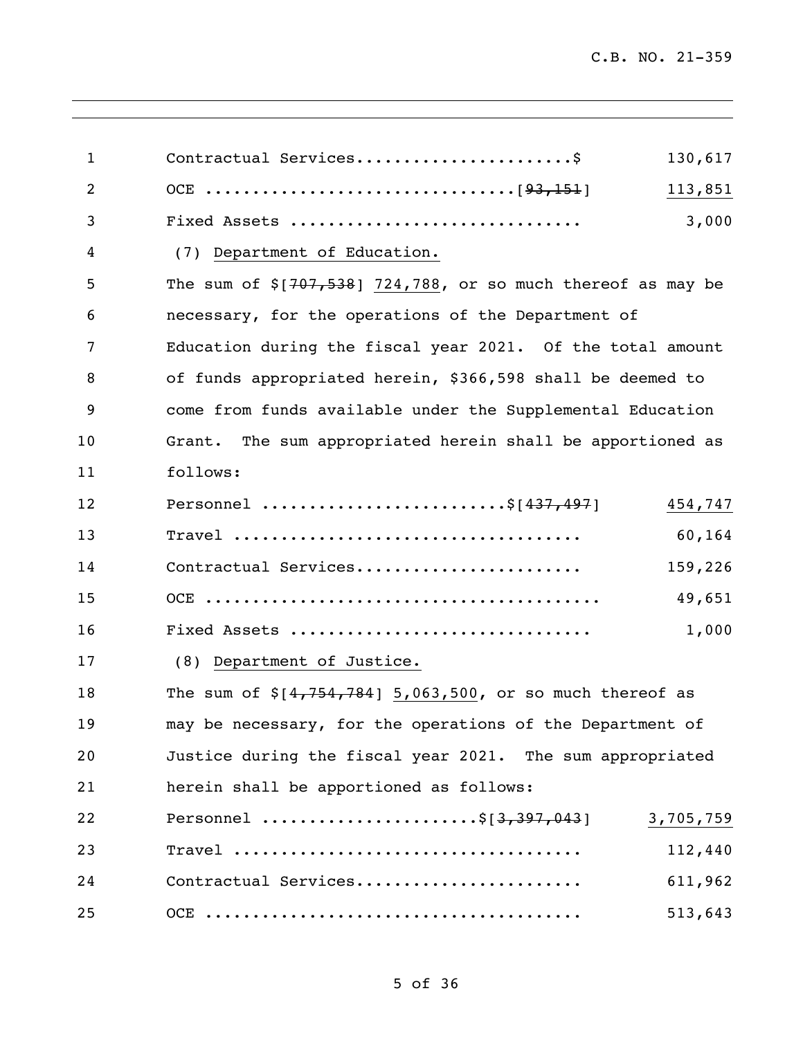Contractual Services......................$ 130,617

OCE ................................[~~93,151~~] 113,851

Fixed Assets ............................. 3,000

(7) Department of Education.

The sum of $[~~707,538~~] 724,788, or so much thereof as may be necessary, for the operations of the Department of Education during the fiscal year 2021. Of the total amount of funds appropriated herein, $366,598 shall be deemed to come from funds available under the Supplemental Education Grant. The sum appropriated herein shall be apportioned as follows:

Personnel ........................$[~~437,497~~] 454,747

Travel ................................... 60,164

Contractual Services...................... 159,226

OCE ...................................... 49,651

Fixed Assets ............................. 1,000

(8) Department of Justice.

The sum of $[~~4,754,784~~] 5,063,500, or so much thereof as may be necessary, for the operations of the Department of Justice during the fiscal year 2021. The sum appropriated herein shall be apportioned as follows:

Personnel .....................$[~~3,397,043~~] 3,705,759

Travel ................................... 112,440

Contractual Services...................... 611,962

OCE ...................................... 513,643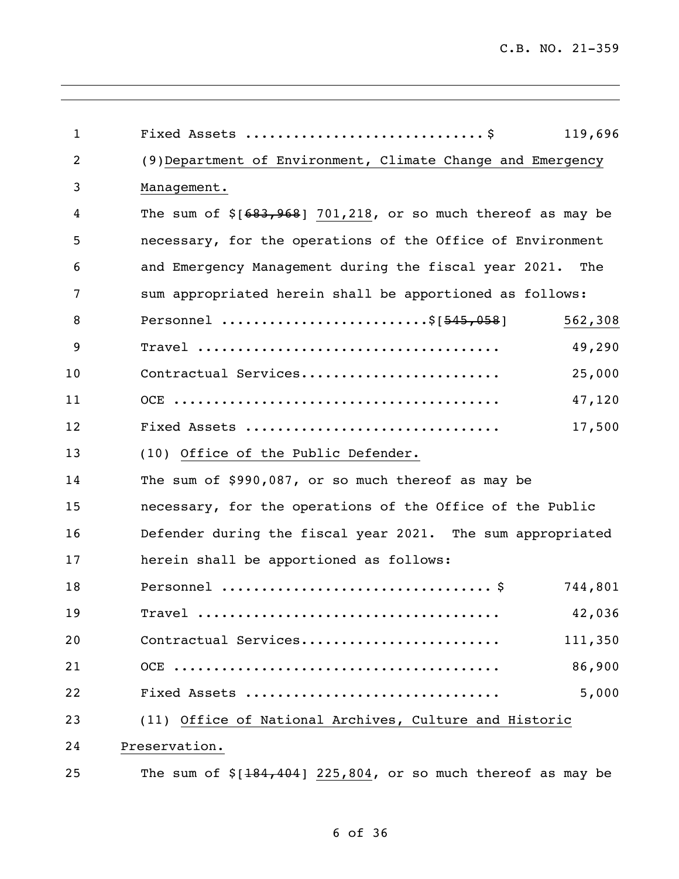Fixed Assets ............................$ 119,696

(9) Department of Environment, Climate Change and Emergency Management.

The sum of $[~~683,968~~] 701,218, or so much thereof as may be necessary, for the operations of the Office of Environment and Emergency Management during the fiscal year 2021. The sum appropriated herein shall be apportioned as follows:

| | |
|---|---|
| Personnel ........................$[~~545,058~~] | 562,308 |
| Travel .................................... | 49,290 |
| Contractual Services........................ | 25,000 |
| OCE ....................................... | 47,120 |
| Fixed Assets .............................. | 17,500 |

(10) Office of the Public Defender.

The sum of $990,087, or so much thereof as may be necessary, for the operations of the Office of the Public Defender during the fiscal year 2021. The sum appropriated herein shall be apportioned as follows:

| | |
|---|---|
| Personnel ................................$ | 744,801 |
| Travel .................................... | 42,036 |
| Contractual Services........................ | 111,350 |
| OCE ....................................... | 86,900 |
| Fixed Assets .............................. | 5,000 |

(11) Office of National Archives, Culture and Historic Preservation.

The sum of $[~~184,404~~] 225,804, or so much thereof as may be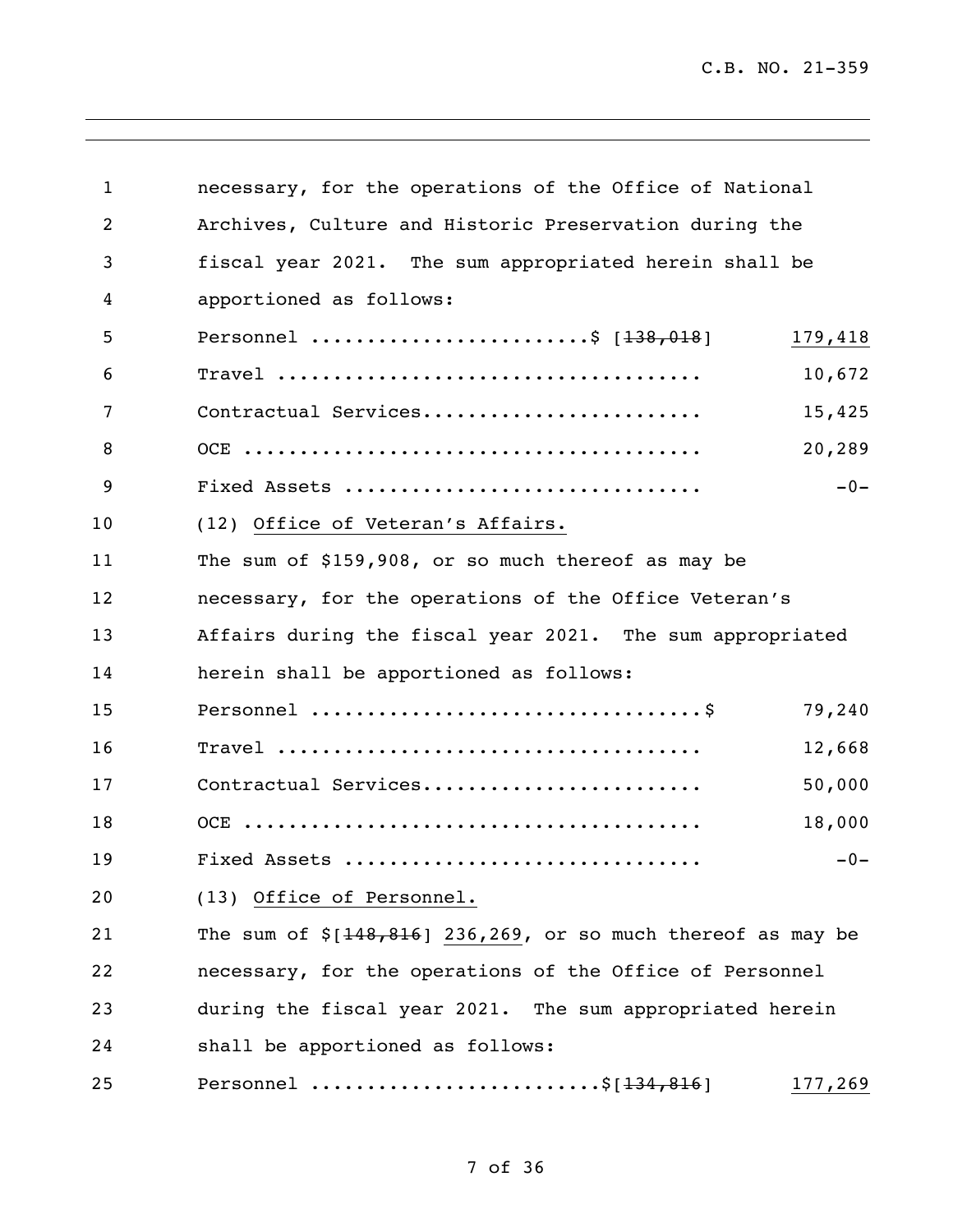necessary, for the operations of the Office of National Archives, Culture and Historic Preservation during the fiscal year 2021. The sum appropriated herein shall be apportioned as follows:

| | |
|---|---|
| Personnel ........................$ [~~138,018~~] | 179,418 |
| Travel ..................................... | 10,672 |
| Contractual Services........................ | 15,425 |
| OCE ........................................ | 20,289 |
| Fixed Assets ............................... | -0- |

(12) Office of Veteran's Affairs.

The sum of $159,908, or so much thereof as may be necessary, for the operations of the Office Veteran's Affairs during the fiscal year 2021. The sum appropriated herein shall be apportioned as follows:

| | |
|---|---|
| Personnel ..................................$ | 79,240 |
| Travel ..................................... | 12,668 |
| Contractual Services........................ | 50,000 |
| OCE ........................................ | 18,000 |
| Fixed Assets ............................... | -0- |

(13) Office of Personnel.

The sum of $[~~148,816~~] 236,269, or so much thereof as may be necessary, for the operations of the Office of Personnel during the fiscal year 2021. The sum appropriated herein shall be apportioned as follows:

| | |
|---|---|
| Personnel .........................$[~~134,816~~] | 177,269 |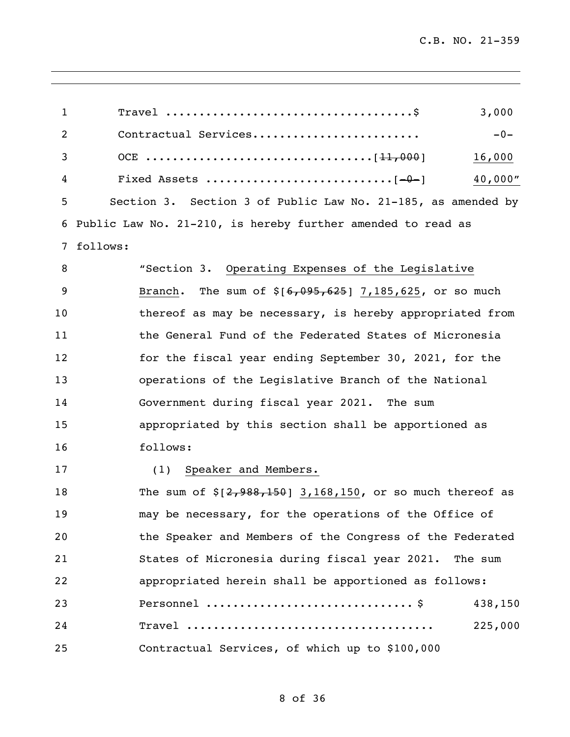Travel ....................................$ 3,000

Contractual Services........................ -0-

OCE ...............................[~~11,000~~] <u>16,000</u>

Fixed Assets ...........................[~~-0-~~] <u>40,000</u>"

Section 3. Section 3 of Public Law No. 21-185, as amended by Public Law No. 21-210, is hereby further amended to read as follows:

"Section 3. <u>Operating Expenses of the Legislative Branch</u>. The sum of $[~~6,095,625~~] <u>7,185,625</u>, or so much thereof as may be necessary, is hereby appropriated from the General Fund of the Federated States of Micronesia for the fiscal year ending September 30, 2021, for the operations of the Legislative Branch of the National Government during fiscal year 2021. The sum appropriated by this section shall be apportioned as follows:

(1) <u>Speaker and Members.</u>

The sum of $[~~2,988,150~~] <u>3,168,150</u>, or so much thereof as may be necessary, for the operations of the Office of the Speaker and Members of the Congress of the Federated States of Micronesia during fiscal year 2021. The sum appropriated herein shall be apportioned as follows:

Personnel ............................. $ 438,150

Travel .................................... 225,000

Contractual Services, of which up to $100,000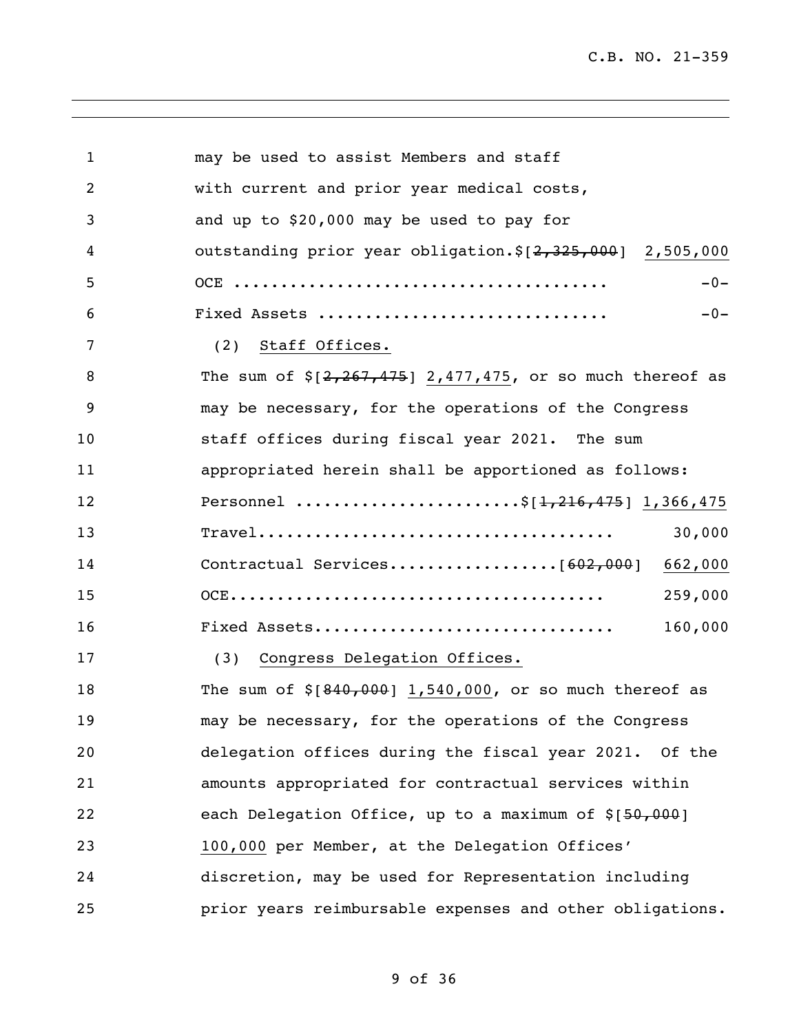1 may be used to assist Members and staff
2 with current and prior year medical costs,
3 and up to $20,000 may be used to pay for
4 outstanding prior year obligation.$[~~2,325,000~~] <u>2,505,000</u>
5 OCE ....................................... -0-
6 Fixed Assets ............................. -0-
7 (2) <u>Staff Offices.</u>
8 The sum of $[~~2,267,475~~] <u>2,477,475</u>, or so much thereof as
9 may be necessary, for the operations of the Congress
10 staff offices during fiscal year 2021. The sum
11 appropriated herein shall be apportioned as follows:
12 Personnel .......................$[~~1,216,475~~] <u>1,366,475</u>
13 Travel..................................... 30,000
14 Contractual Services..................[~~602,000~~] <u>662,000</u>
15 OCE....................................... 259,000
16 Fixed Assets.............................. 160,000
17 (3) <u>Congress Delegation Offices.</u>
18 The sum of $[~~840,000~~] <u>1,540,000</u>, or so much thereof as
19 may be necessary, for the operations of the Congress
20 delegation offices during the fiscal year 2021. Of the
21 amounts appropriated for contractual services within
22 each Delegation Office, up to a maximum of $[~~50,000~~]
23 <u>100,000</u> per Member, at the Delegation Offices'
24 discretion, may be used for Representation including
25 prior years reimbursable expenses and other obligations.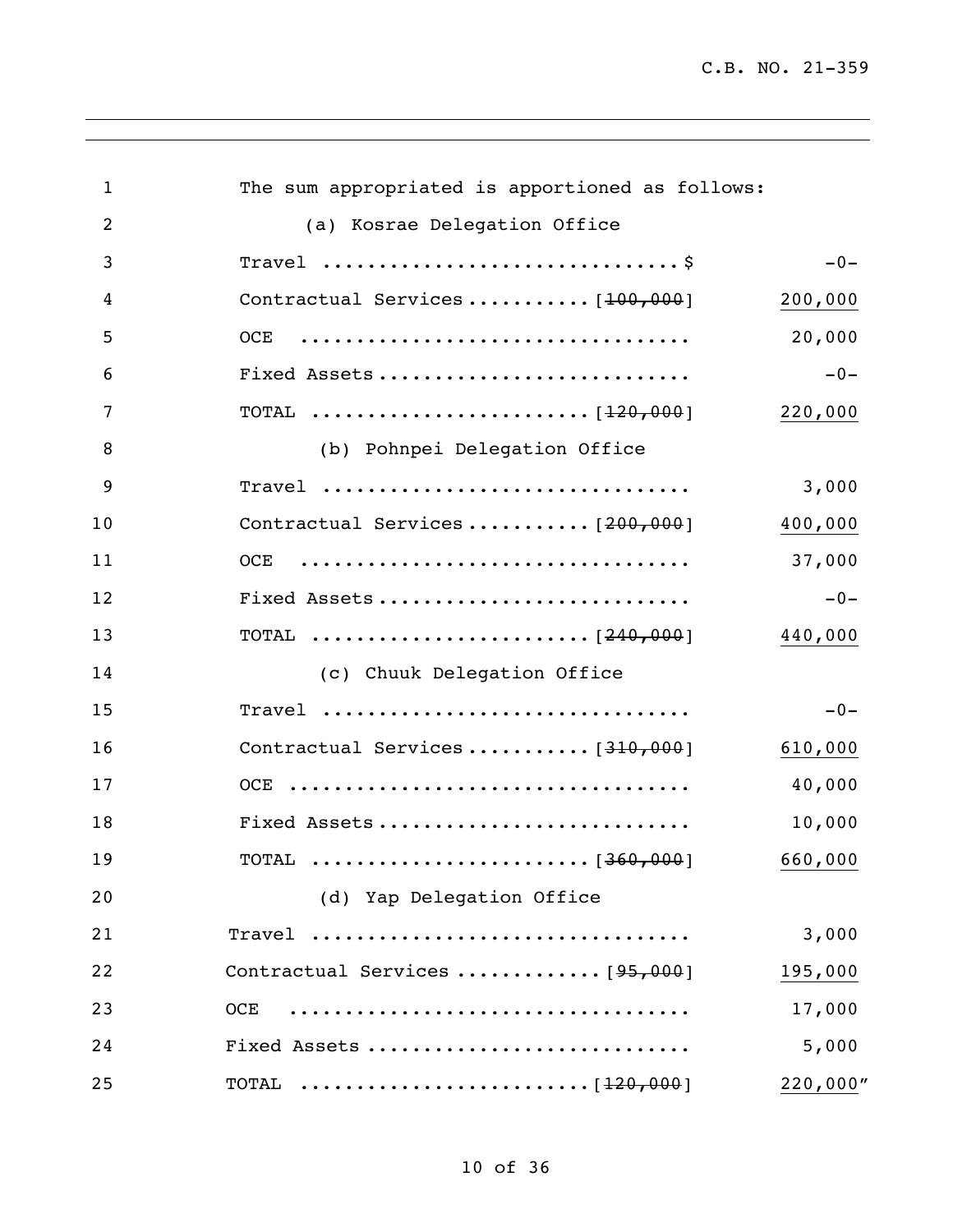The sum appropriated is apportioned as follows:

(a) Kosrae Delegation Office

| Item | Deleted | Amount |
|---|---|---|
| Travel | $ | -0- |
| Contractual Services | [~~100,000~~] | <u>200,000</u> |
| OCE | | 20,000 |
| Fixed Assets | | -0- |
| TOTAL | [~~120,000~~] | <u>220,000</u> |

(b) Pohnpei Delegation Office

| Item | Deleted | Amount |
|---|---|---|
| Travel | | 3,000 |
| Contractual Services | [~~200,000~~] | <u>400,000</u> |
| OCE | | 37,000 |
| Fixed Assets | | -0- |
| TOTAL | [~~240,000~~] | <u>440,000</u> |

(c) Chuuk Delegation Office

| Item | Deleted | Amount |
|---|---|---|
| Travel | | -0- |
| Contractual Services | [~~310,000~~] | <u>610,000</u> |
| OCE | | 40,000 |
| Fixed Assets | | 10,000 |
| TOTAL | [~~360,000~~] | <u>660,000</u> |

(d) Yap Delegation Office

| Item | Deleted | Amount |
|---|---|---|
| Travel | | 3,000 |
| Contractual Services | [~~95,000~~] | <u>195,000</u> |
| OCE | | 17,000 |
| Fixed Assets | | 5,000 |
| TOTAL | [~~120,000~~] | <u>220,000</u>" |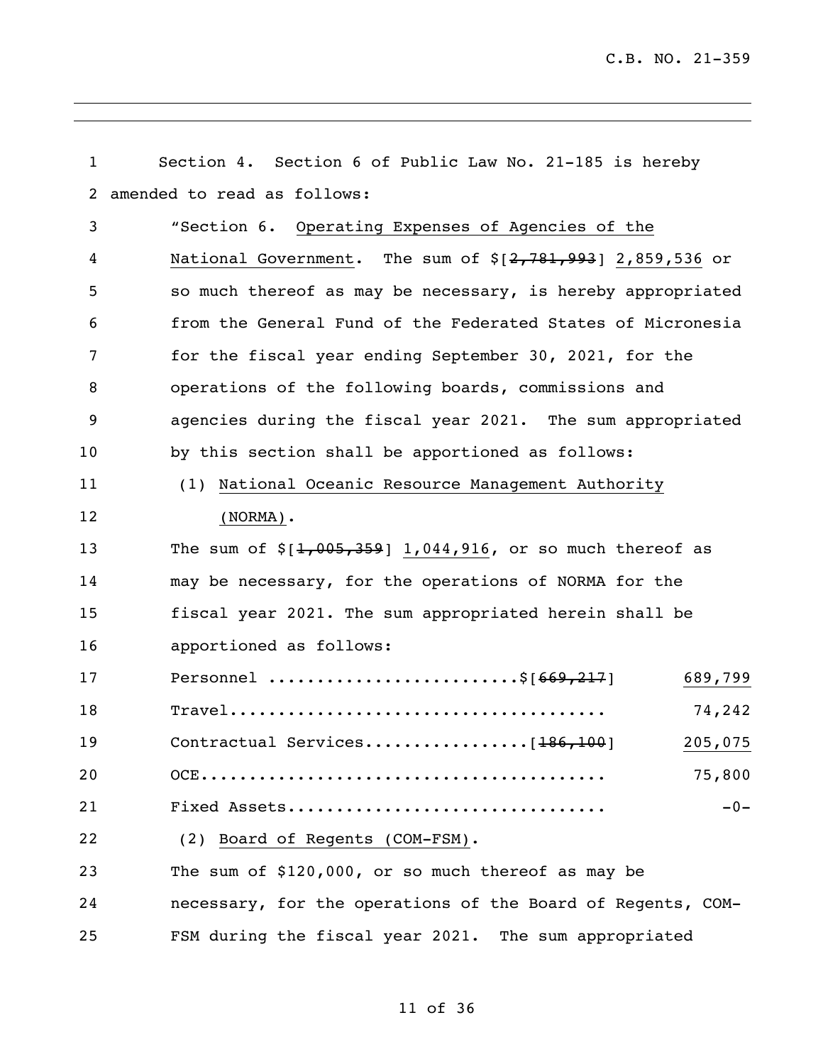Section 4. Section 6 of Public Law No. 21-185 is hereby amended to read as follows:

"Section 6. Operating Expenses of Agencies of the National Government. The sum of $[~~2,781,993~~] 2,859,536 or so much thereof as may be necessary, is hereby appropriated from the General Fund of the Federated States of Micronesia for the fiscal year ending September 30, 2021, for the operations of the following boards, commissions and agencies during the fiscal year 2021. The sum appropriated by this section shall be apportioned as follows:

(1) National Oceanic Resource Management Authority (NORMA).

The sum of $[~~1,005,359~~] 1,044,916, or so much thereof as may be necessary, for the operations of NORMA for the fiscal year 2021. The sum appropriated herein shall be apportioned as follows:

| | |
|---|---|
| Personnel ..........................$[~~669,217~~] | 689,799 |
| Travel...................................... | 74,242 |
| Contractual Services.................[~~186,100~~] | 205,075 |
| OCE......................................... | 75,800 |
| Fixed Assets................................ | -0- |

(2) Board of Regents (COM-FSM).

The sum of $120,000, or so much thereof as may be necessary, for the operations of the Board of Regents, COM-FSM during the fiscal year 2021. The sum appropriated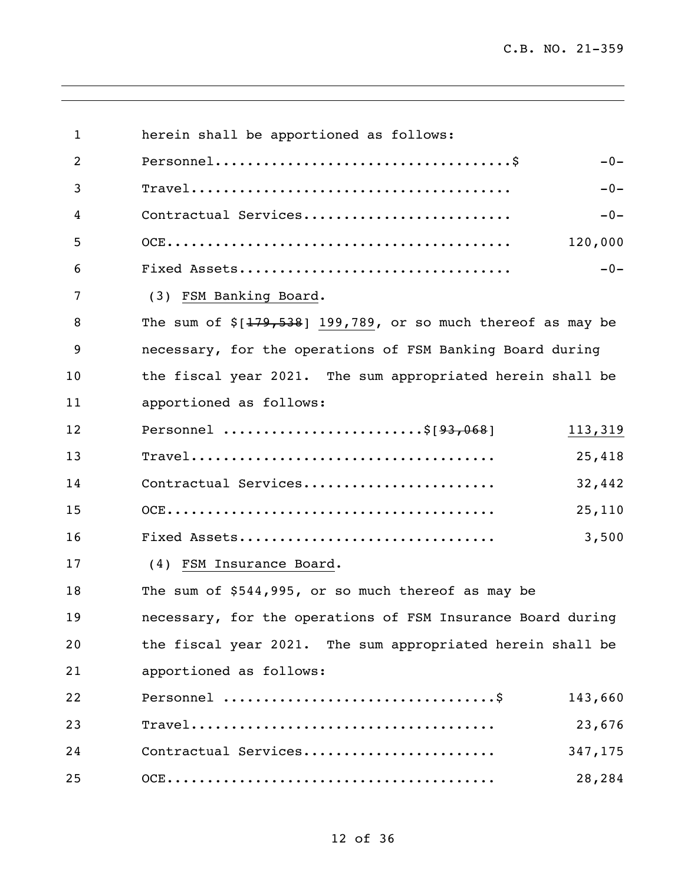herein shall be apportioned as follows:

| | |
|---|---|
| Personnel....................................$ | -0- |
| Travel....................................... | -0- |
| Contractual Services......................... | -0- |
| OCE.......................................... | 120,000 |
| Fixed Assets................................. | -0- |

(3) FSM Banking Board.

The sum of $[~~179,538~~] 199,789, or so much thereof as may be necessary, for the operations of FSM Banking Board during the fiscal year 2021. The sum appropriated herein shall be apportioned as follows:

| | |
|---|---|
| Personnel .........................$[~~93,068~~] | 113,319 |
| Travel...................................... | 25,418 |
| Contractual Services........................ | 32,442 |
| OCE......................................... | 25,110 |
| Fixed Assets................................ | 3,500 |

(4) FSM Insurance Board.

The sum of $544,995, or so much thereof as may be necessary, for the operations of FSM Insurance Board during the fiscal year 2021. The sum appropriated herein shall be apportioned as follows:

| | |
|---|---|
| Personnel ..................................$ | 143,660 |
| Travel...................................... | 23,676 |
| Contractual Services........................ | 347,175 |
| OCE......................................... | 28,284 |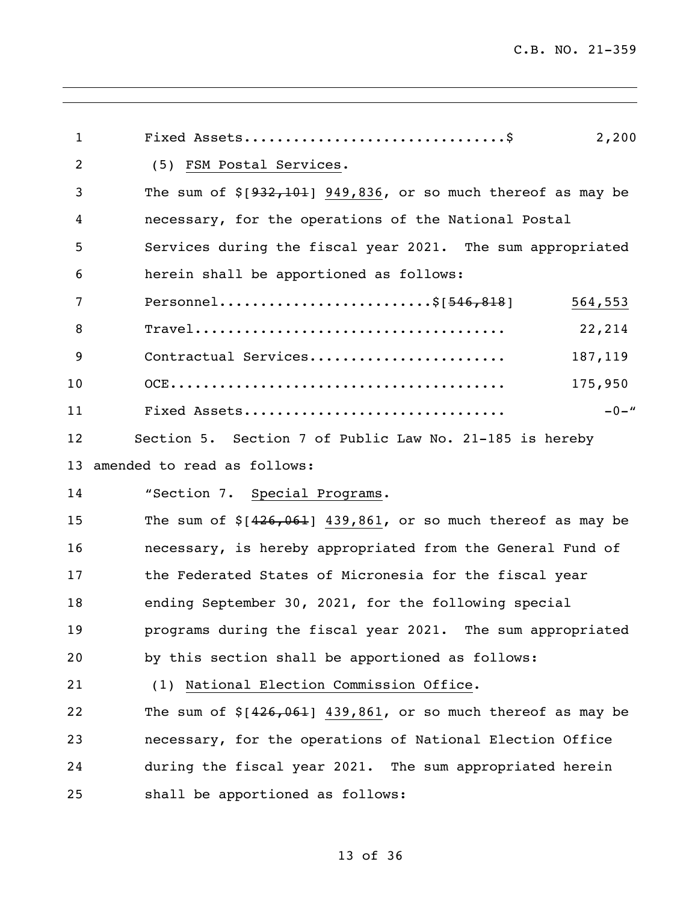Fixed Assets...............................$ 2,200

(5) FSM Postal Services.

The sum of $[~~932,101~~] 949,836, or so much thereof as may be necessary, for the operations of the National Postal Services during the fiscal year 2021. The sum appropriated herein shall be apportioned as follows:

| | |
|---|---|
| Personnel.........................$[~~546,818~~] | 564,553 |
| Travel..................................... | 22,214 |
| Contractual Services....................... | 187,119 |
| OCE........................................ | 175,950 |
| Fixed Assets............................... | -0-" |

Section 5. Section 7 of Public Law No. 21-185 is hereby amended to read as follows:

"Section 7. Special Programs.

The sum of $[~~426,061~~] 439,861, or so much thereof as may be necessary, is hereby appropriated from the General Fund of the Federated States of Micronesia for the fiscal year ending September 30, 2021, for the following special programs during the fiscal year 2021. The sum appropriated by this section shall be apportioned as follows:

(1) National Election Commission Office.

The sum of $[~~426,061~~] 439,861, or so much thereof as may be necessary, for the operations of National Election Office during the fiscal year 2021. The sum appropriated herein shall be apportioned as follows: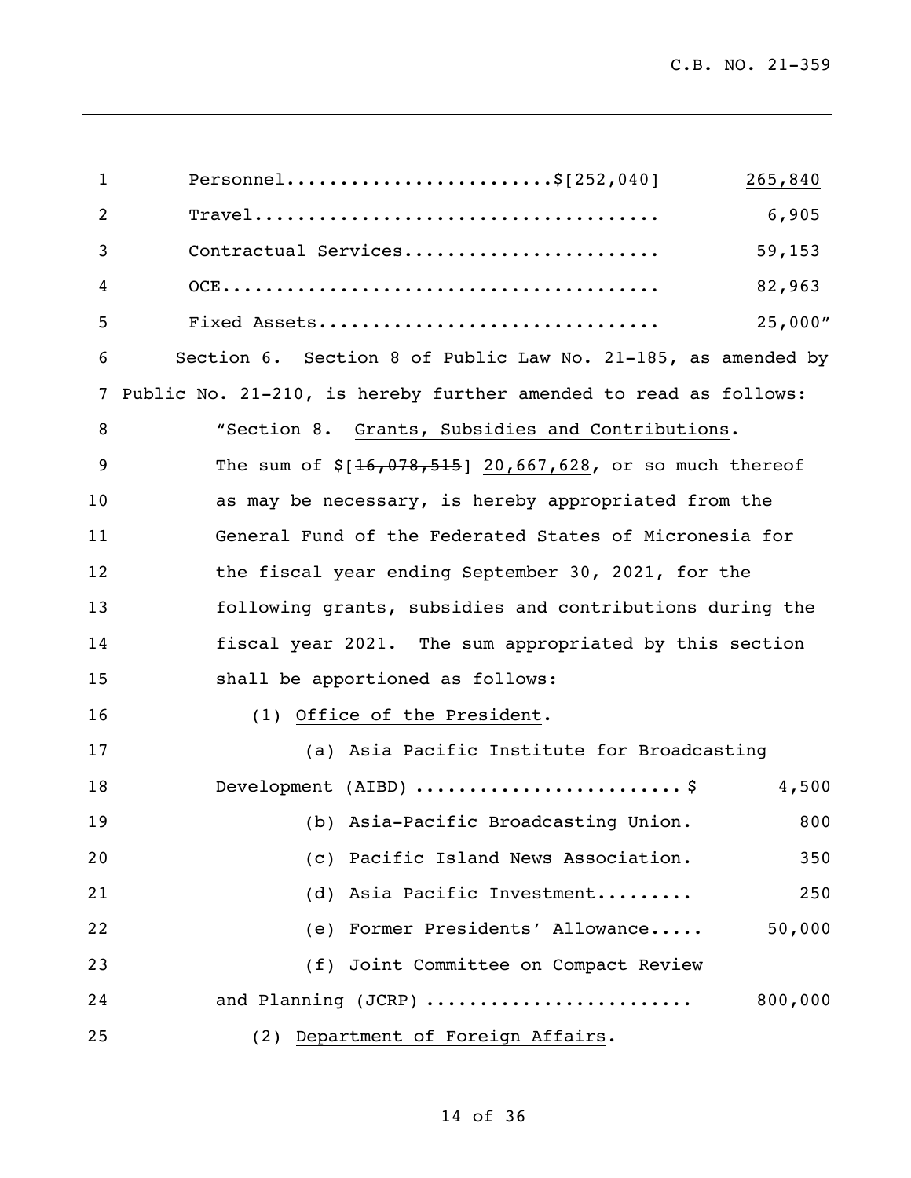Personnel........................$[~~252,040~~] <u>265,840</u>
Travel..................................... 6,905
Contractual Services....................... 59,153
OCE........................................ 82,963
Fixed Assets............................... 25,000"

Section 6. Section 8 of Public Law No. 21-185, as amended by Public No. 21-210, is hereby further amended to read as follows:

"Section 8. <u>Grants, Subsidies and Contributions</u>.

The sum of $[~~16,078,515~~] <u>20,667,628</u>, or so much thereof as may be necessary, is hereby appropriated from the General Fund of the Federated States of Micronesia for the fiscal year ending September 30, 2021, for the following grants, subsidies and contributions during the fiscal year 2021. The sum appropriated by this section shall be apportioned as follows:

(1) <u>Office of the President</u>.

(a) Asia Pacific Institute for Broadcasting Development (AIBD) ........................$ 4,500

(b) Asia-Pacific Broadcasting Union. 800

(c) Pacific Island News Association. 350

(d) Asia Pacific Investment......... 250

(e) Former Presidents' Allowance..... 50,000

(f) Joint Committee on Compact Review and Planning (JCRP) ........................ 800,000

(2) <u>Department of Foreign Affairs</u>.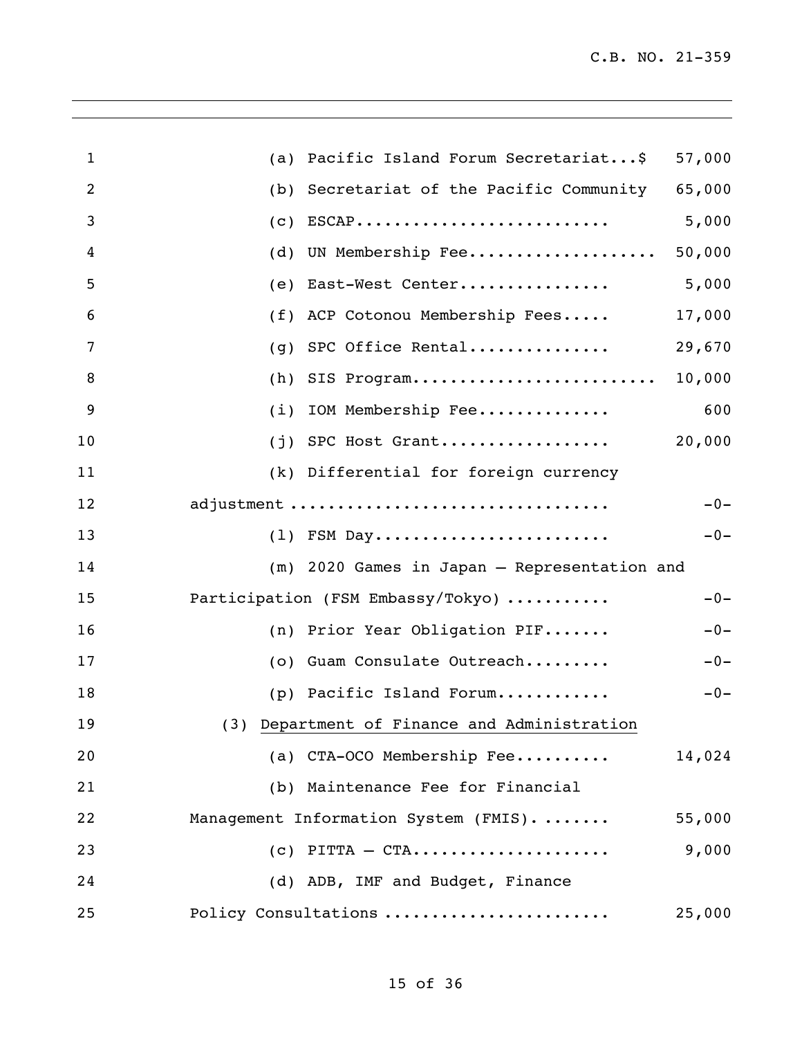(a) Pacific Island Forum Secretariat...$ 57,000

(b) Secretariat of the Pacific Community 65,000

(c) ESCAP.......................... 5,000

(d) UN Membership Fee.................... 50,000

(e) East-West Center................ 5,000

(f) ACP Cotonou Membership Fees..... 17,000

(g) SPC Office Rental............... 29,670

(h) SIS Program......................... 10,000

(i) IOM Membership Fee.............. 600

(j) SPC Host Grant.................. 20,000

(k) Differential for foreign currency adjustment ................................ -0-

(l) FSM Day........................ -0-

(m) 2020 Games in Japan – Representation and Participation (FSM Embassy/Tokyo) ........... -0-

(n) Prior Year Obligation PIF....... -0-

(o) Guam Consulate Outreach......... -0-

(p) Pacific Island Forum............ -0-

(3) <u>Department of Finance and Administration</u>

(a) CTA-OCO Membership Fee.......... 14,024

(b) Maintenance Fee for Financial Management Information System (FMIS). ....... 55,000

(c) PITTA – CTA.................... 9,000

(d) ADB, IMF and Budget, Finance Policy Consultations ....................... 25,000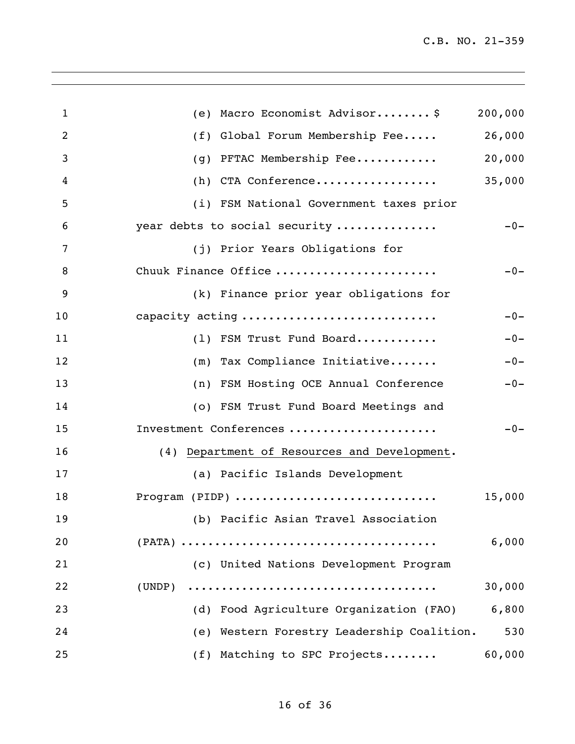(e) Macro Economist Advisor........ $ 200,000

(f) Global Forum Membership Fee..... 26,000

(g) PFTAC Membership Fee............ 20,000

(h) CTA Conference.................. 35,000

(i) FSM National Government taxes prior year debts to social security .............. -0-

(j) Prior Years Obligations for Chuuk Finance Office ....................... -0-

(k) Finance prior year obligations for capacity acting ............................ -0-

(l) FSM Trust Fund Board............ -0-

(m) Tax Compliance Initiative....... -0-

(n) FSM Hosting OCE Annual Conference -0-

(o) FSM Trust Fund Board Meetings and Investment Conferences ..................... -0-

(4) <u>Department of Resources and Development</u>.

(a) Pacific Islands Development Program (PIDP) ............................ 15,000

(b) Pacific Asian Travel Association (PATA) .................................... 6,000

(c) United Nations Development Program (UNDP) .................................. 30,000

(d) Food Agriculture Organization (FAO) 6,800

(e) Western Forestry Leadership Coalition. 530

(f) Matching to SPC Projects........ 60,000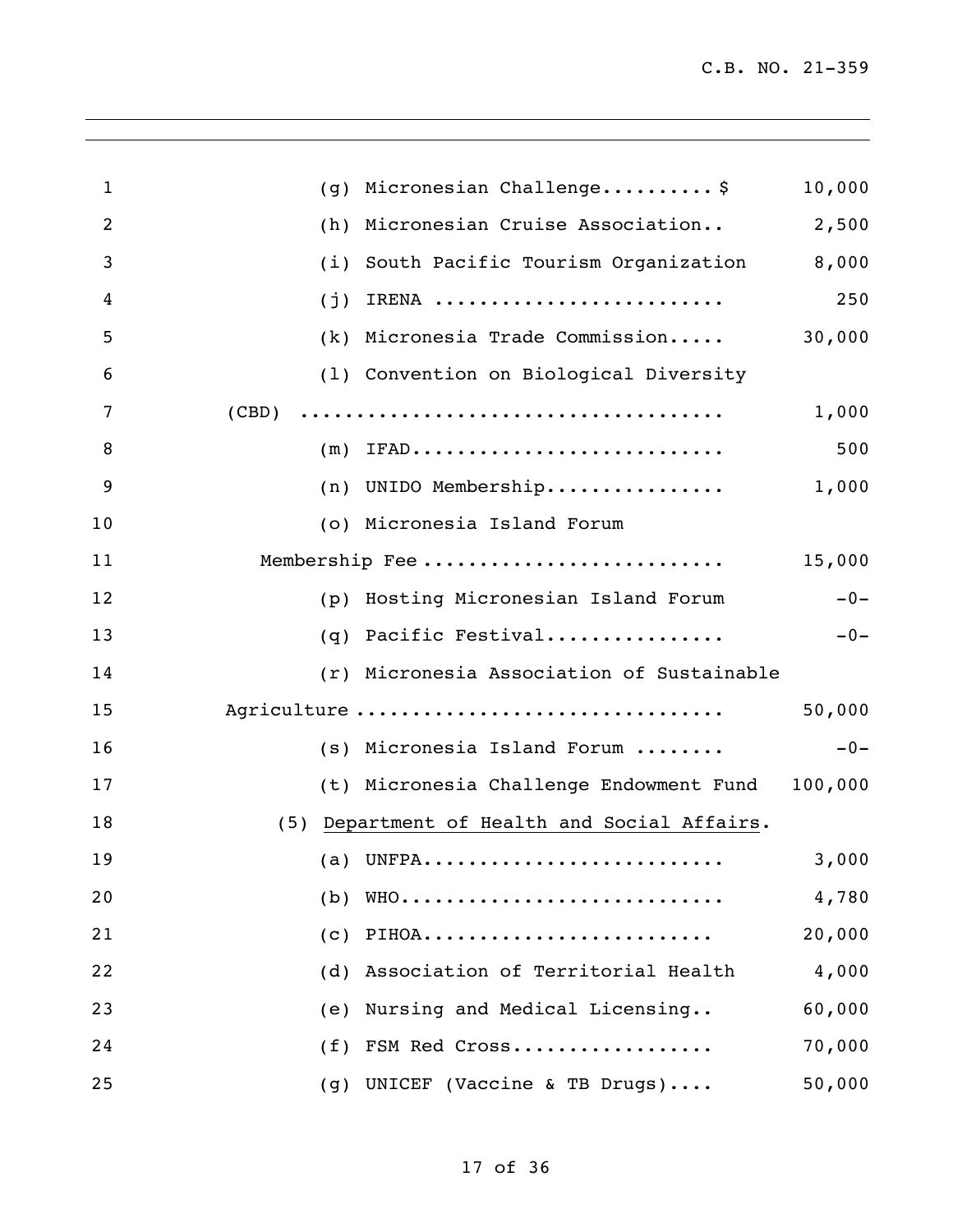(g) Micronesian Challenge..........$ 10,000

(h) Micronesian Cruise Association.. 2,500

(i) South Pacific Tourism Organization 8,000

(j) IRENA .......................... 250

(k) Micronesia Trade Commission..... 30,000

(l) Convention on Biological Diversity (CBD) ..................................... 1,000

(m) IFAD........................... 500

(n) UNIDO Membership................ 1,000

(o) Micronesia Island Forum Membership Fee .......................... 15,000

(p) Hosting Micronesian Island Forum -0-

(q) Pacific Festival................ -0-

(r) Micronesia Association of Sustainable Agriculture ................................ 50,000

(s) Micronesia Island Forum ........ -0-

(t) Micronesia Challenge Endowment Fund 100,000

(5) <u>Department of Health and Social Affairs</u>.

(a) UNFPA.......................... 3,000

(b) WHO............................ 4,780

(c) PIHOA......................... 20,000

(d) Association of Territorial Health 4,000

(e) Nursing and Medical Licensing.. 60,000

(f) FSM Red Cross.................. 70,000

(g) UNICEF (Vaccine & TB Drugs).... 50,000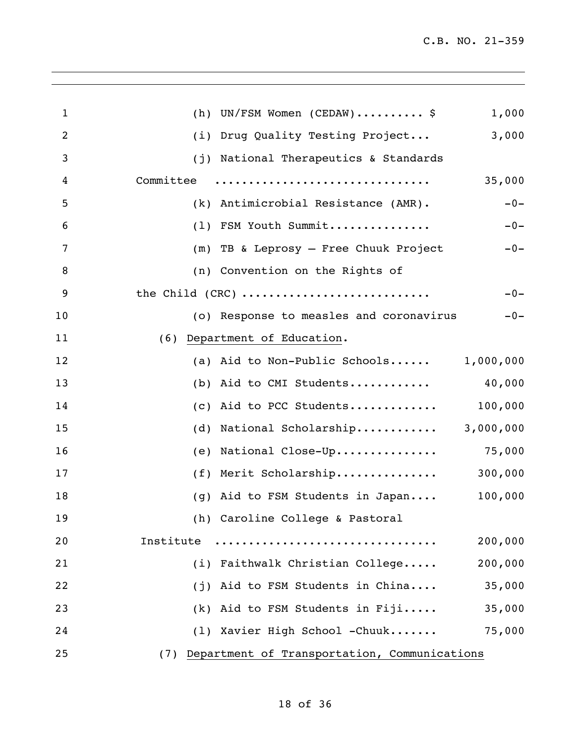(h) UN/FSM Women (CEDAW).......... $ 1,000

(i) Drug Quality Testing Project... 3,000

(j) National Therapeutics & Standards Committee ............................... 35,000

(k) Antimicrobial Resistance (AMR). -0-

(l) FSM Youth Summit............... -0-

(m) TB & Leprosy – Free Chuuk Project -0-

(n) Convention on the Rights of the Child (CRC) ........................... -0-

(o) Response to measles and coronavirus -0-

(6) <u>Department of Education</u>.

(a) Aid to Non-Public Schools...... 1,000,000

(b) Aid to CMI Students............ 40,000

(c) Aid to PCC Students............. 100,000

(d) National Scholarship............ 3,000,000

(e) National Close-Up............... 75,000

(f) Merit Scholarship............... 300,000

(g) Aid to FSM Students in Japan.... 100,000

(h) Caroline College & Pastoral Institute ................................ 200,000

(i) Faithwalk Christian College..... 200,000

(j) Aid to FSM Students in China.... 35,000

(k) Aid to FSM Students in Fiji..... 35,000

(l) Xavier High School -Chuuk....... 75,000

(7) <u>Department of Transportation, Communications</u>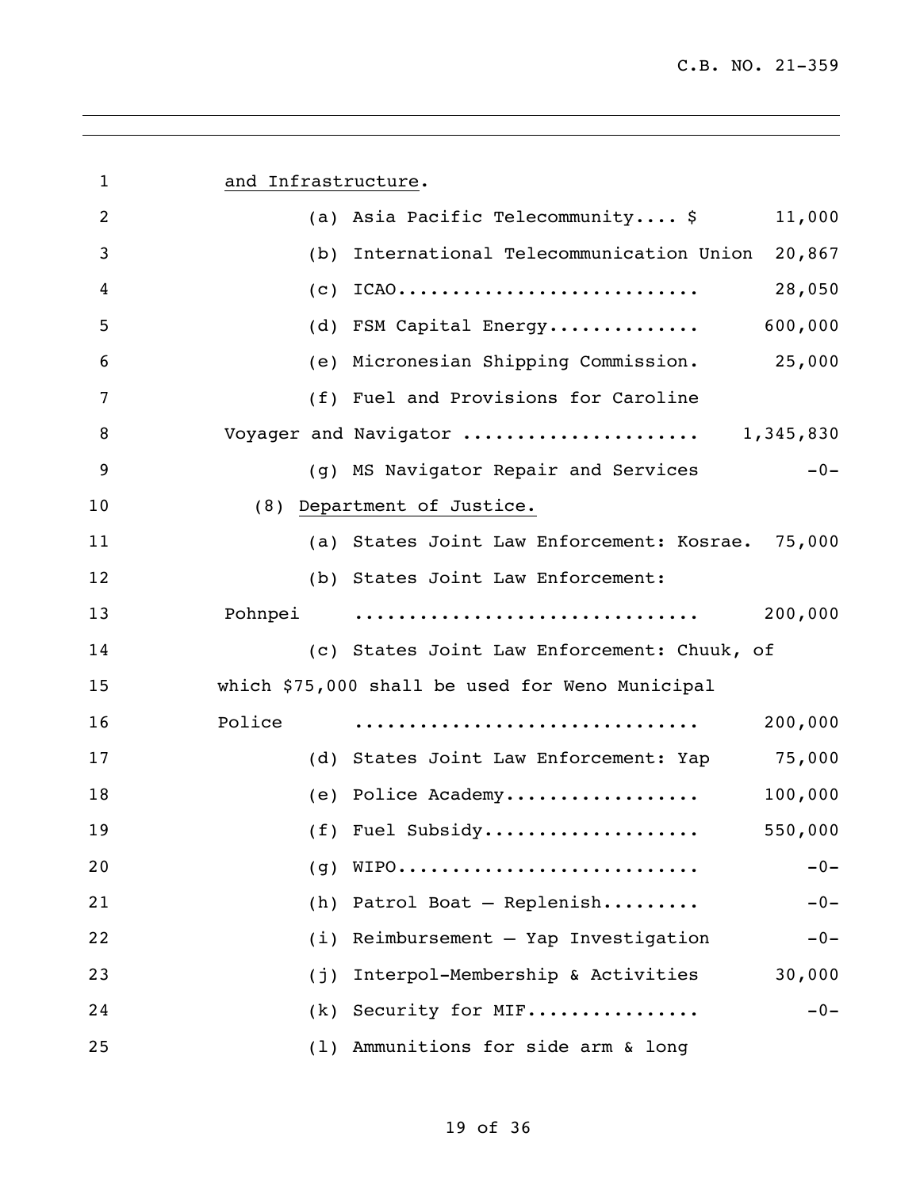and Infrastructure.

(a) Asia Pacific Telecommunity.... $ 11,000

(b) International Telecommunication Union 20,867

(c) ICAO........................... 28,050

(d) FSM Capital Energy.............. 600,000

(e) Micronesian Shipping Commission. 25,000

(f) Fuel and Provisions for Caroline Voyager and Navigator ..................... 1,345,830

(g) MS Navigator Repair and Services -0-

(8) Department of Justice.

(a) States Joint Law Enforcement: Kosrae. 75,000

(b) States Joint Law Enforcement: Pohnpei ............................... 200,000

(c) States Joint Law Enforcement: Chuuk, of which $75,000 shall be used for Weno Municipal Police ............................... 200,000

(d) States Joint Law Enforcement: Yap 75,000

(e) Police Academy.................. 100,000

(f) Fuel Subsidy.................... 550,000

(g) WIPO........................... -0-

(h) Patrol Boat – Replenish......... -0-

(i) Reimbursement – Yap Investigation -0-

(j) Interpol-Membership & Activities 30,000

(k) Security for MIF................ -0-

(l) Ammunitions for side arm & long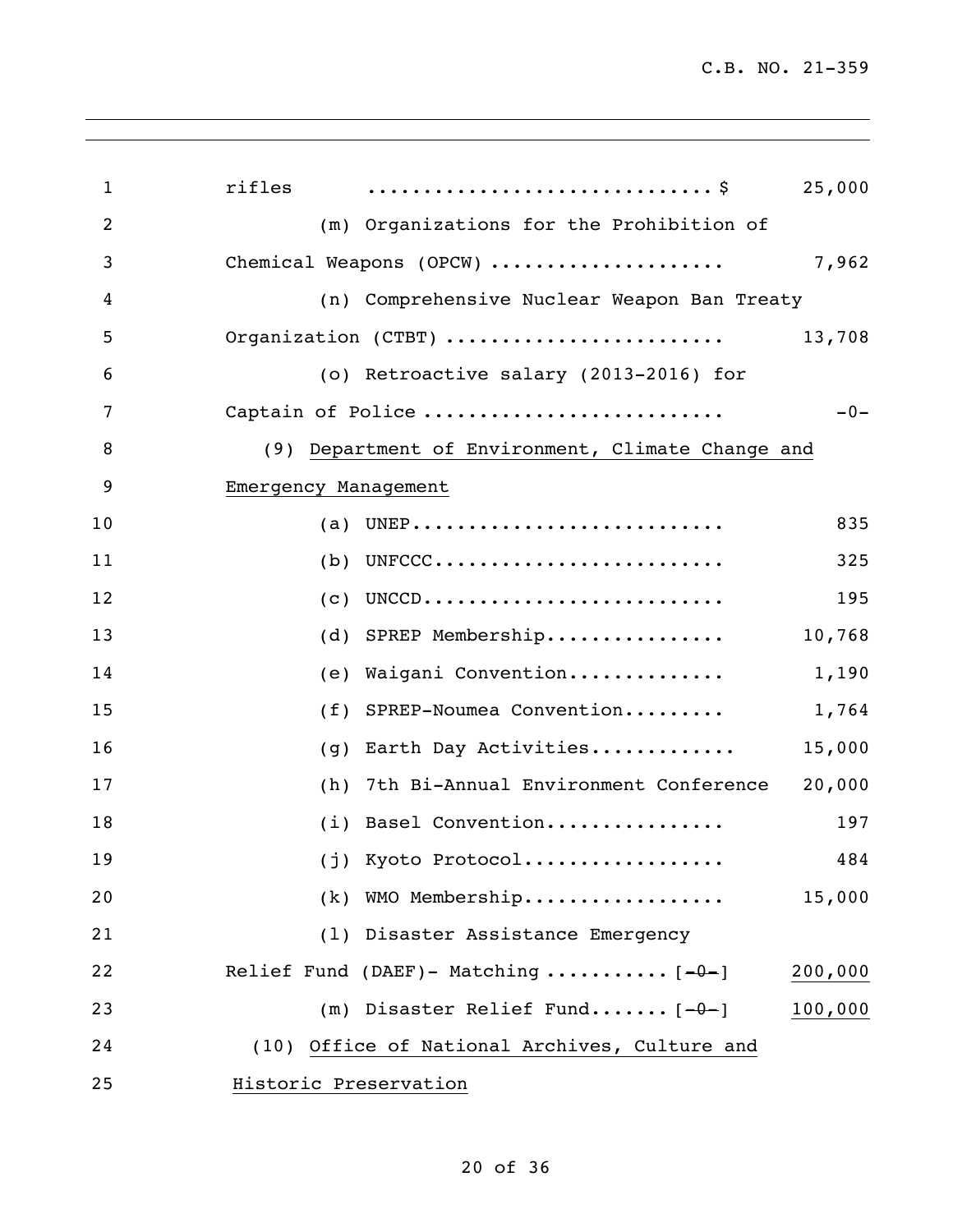rifles ............................... $ 25,000

(m) Organizations for the Prohibition of Chemical Weapons (OPCW) .................... 7,962

(n) Comprehensive Nuclear Weapon Ban Treaty Organization (CTBT) ........................ 13,708

(o) Retroactive salary (2013-2016) for Captain of Police .......................... -0-

(9) <u>Department of Environment, Climate Change and Emergency Management</u>

(a) UNEP............................ 835

(b) UNFCCC.......................... 325

(c) UNCCD........................... 195

(d) SPREP Membership................ 10,768

(e) Waigani Convention.............. 1,190

(f) SPREP-Noumea Convention......... 1,764

(g) Earth Day Activities............. 15,000

(h) 7th Bi-Annual Environment Conference 20,000

(i) Basel Convention................ 197

(j) Kyoto Protocol.................. 484

(k) WMO Membership.................. 15,000

(l) Disaster Assistance Emergency Relief Fund (DAEF)- Matching ........... [~~-0-~~] <u>200,000</u>

(m) Disaster Relief Fund....... [~~-0-~~] <u>100,000</u>

(10) <u>Office of National Archives, Culture and Historic Preservation</u>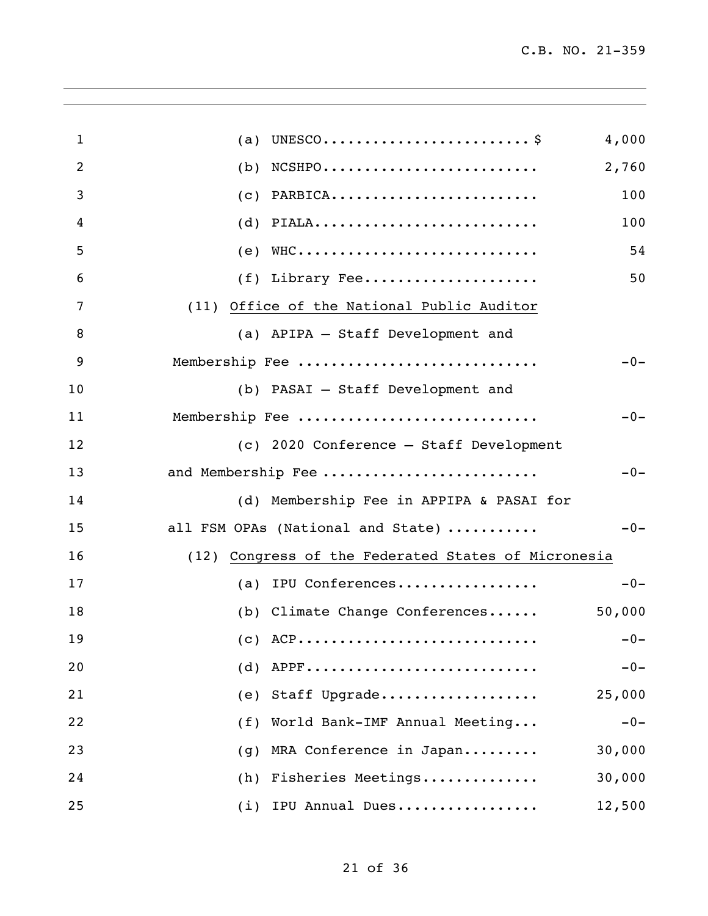(a) UNESCO........................$ 4,000

(b) NCSHPO......................... 2,760

(c) PARBICA........................ 100

(d) PIALA.......................... 100

(e) WHC............................ 54

(f) Library Fee.................... 50

(11) <u>Office of the National Public Auditor</u>

(a) APIPA – Staff Development and Membership Fee ........................... -0-

(b) PASAI – Staff Development and Membership Fee ........................... -0-

(c) 2020 Conference – Staff Development and Membership Fee ........................ -0-

(d) Membership Fee in APPIPA & PASAI for all FSM OPAs (National and State) .......... -0-

(12) <u>Congress of the Federated States of Micronesia</u>

(a) IPU Conferences................ -0-

(b) Climate Change Conferences...... 50,000

(c) ACP............................ -0-

(d) APPF........................... -0-

(e) Staff Upgrade.................. 25,000

(f) World Bank-IMF Annual Meeting... -0-

(g) MRA Conference in Japan......... 30,000

(h) Fisheries Meetings............. 30,000

(i) IPU Annual Dues................ 12,500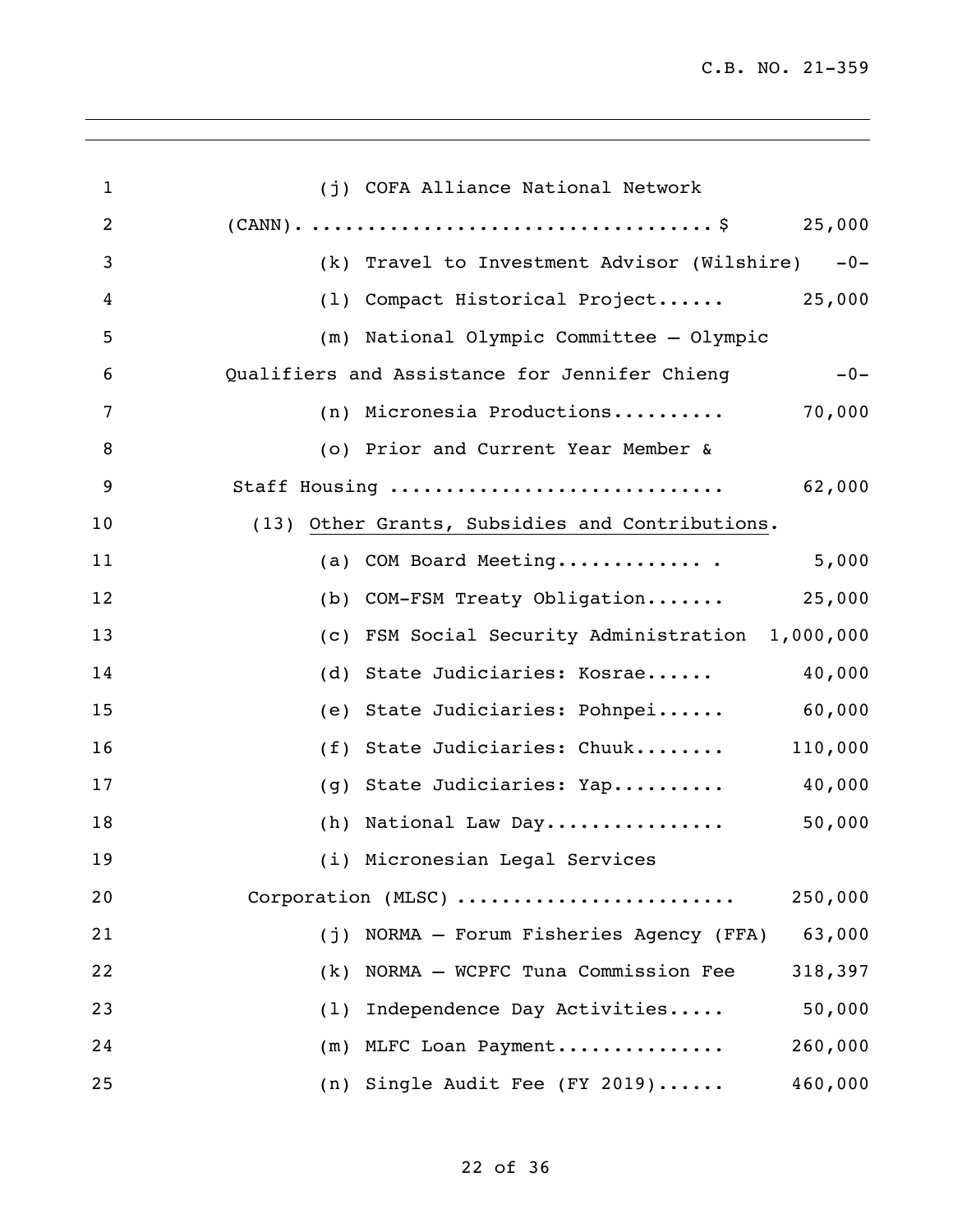(j) COFA Alliance National Network (CANN). ................................... $ 25,000

(k) Travel to Investment Advisor (Wilshire) -0-

(l) Compact Historical Project...... 25,000

(m) National Olympic Committee – Olympic Qualifiers and Assistance for Jennifer Chieng -0-

(n) Micronesia Productions.......... 70,000

(o) Prior and Current Year Member & Staff Housing ............................ 62,000

(13) Other Grants, Subsidies and Contributions.

(a) COM Board Meeting............. . 5,000

(b) COM-FSM Treaty Obligation....... 25,000

(c) FSM Social Security Administration 1,000,000

(d) State Judiciaries: Kosrae...... 40,000

(e) State Judiciaries: Pohnpei...... 60,000

(f) State Judiciaries: Chuuk........ 110,000

(g) State Judiciaries: Yap.......... 40,000

(h) National Law Day................ 50,000

(i) Micronesian Legal Services Corporation (MLSC) ........................ 250,000

(j) NORMA – Forum Fisheries Agency (FFA) 63,000

(k) NORMA – WCPFC Tuna Commission Fee 318,397

(l) Independence Day Activities..... 50,000

(m) MLFC Loan Payment............... 260,000

(n) Single Audit Fee (FY 2019)...... 460,000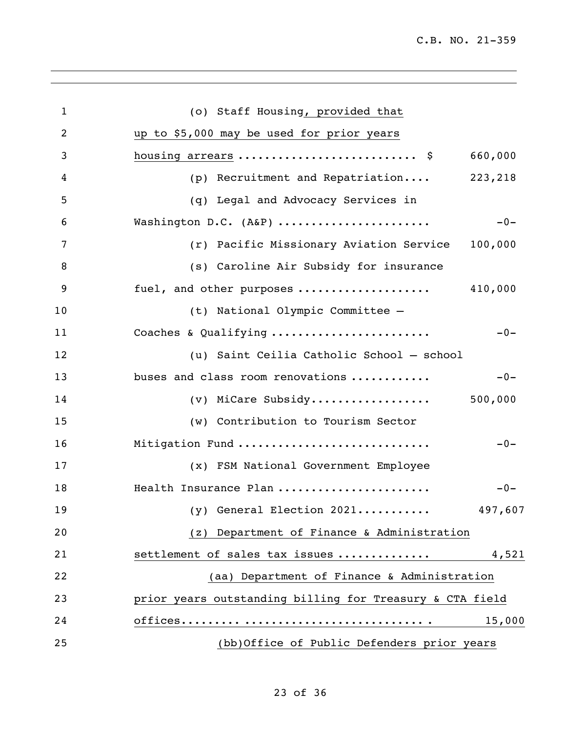(o) Staff Housing, provided that up to $5,000 may be used for prior years housing arrears .......................... $ 660,000

(p) Recruitment and Repatriation.... 223,218

(q) Legal and Advocacy Services in Washington D.C. (A&P) ...................... -0-

(r) Pacific Missionary Aviation Service 100,000

(s) Caroline Air Subsidy for insurance fuel, and other purposes ................... 410,000

(t) National Olympic Committee – Coaches & Qualifying ....................... -0-

(u) Saint Ceilia Catholic School – school buses and class room renovations ........... -0-

(v) MiCare Subsidy................. 500,000

(w) Contribution to Tourism Sector Mitigation Fund ............................ -0-

(x) FSM National Government Employee Health Insurance Plan ...................... -0-

(y) General Election 2021........... 497,607

(z) Department of Finance & Administration settlement of sales tax issues ............. 4,521

(aa) Department of Finance & Administration prior years outstanding billing for Treasury & CTA field offices........ .......................... . 15,000

(bb)Office of Public Defenders prior years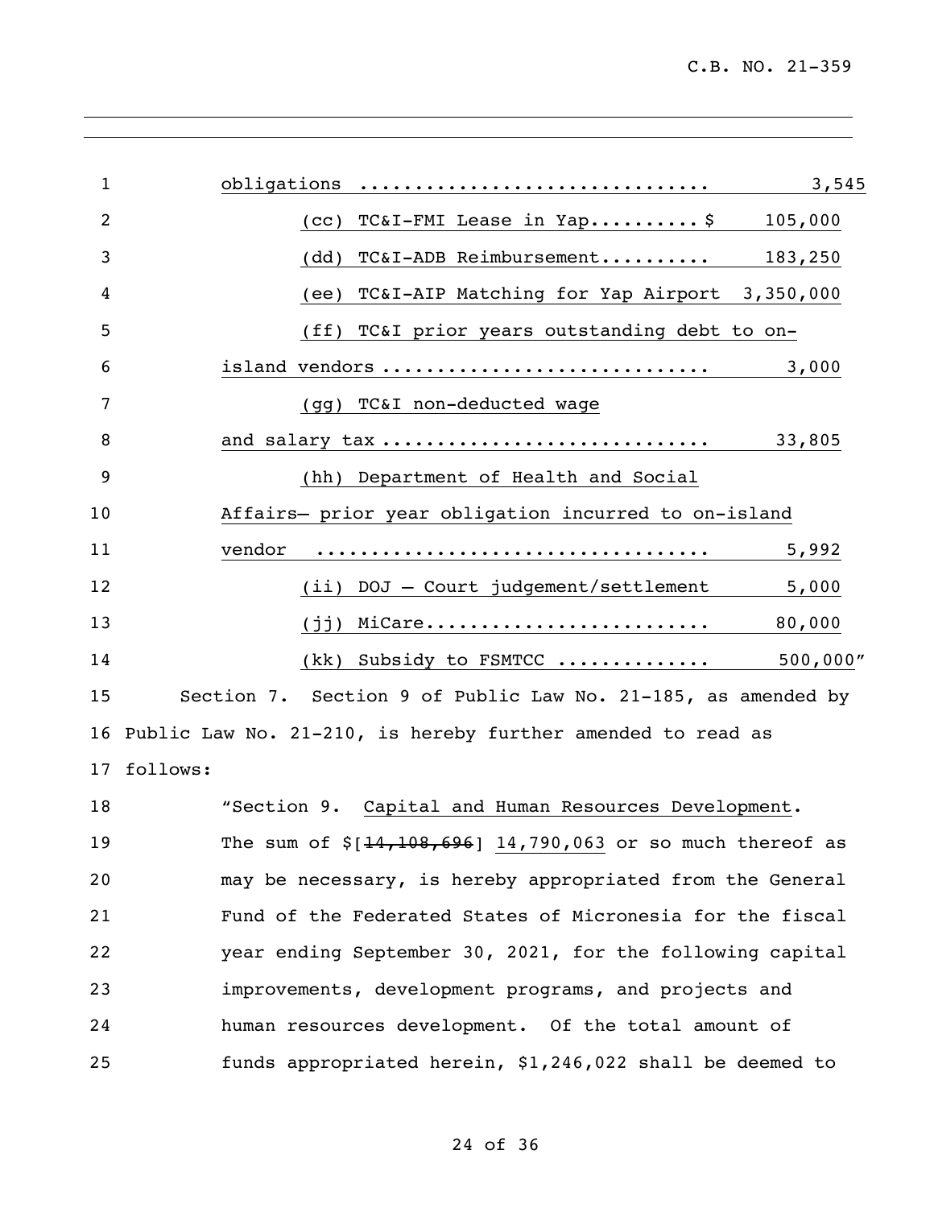obligations ............................... 3,545

(cc) TC&I-FMI Lease in Yap..........$ 105,000

(dd) TC&I-ADB Reimbursement.......... 183,250

(ee) TC&I-AIP Matching for Yap Airport 3,350,000

(ff) TC&I prior years outstanding debt to on-island vendors ............................ 3,000

(gg) TC&I non-deducted wage and salary tax ............................ 33,805

(hh) Department of Health and Social Affairs– prior year obligation incurred to on-island vendor .................................. 5,992

(ii) DOJ – Court judgement/settlement 5,000

(jj) MiCare......................... 80,000

(kk) Subsidy to FSMTCC ............. 500,000"

Section 7. Section 9 of Public Law No. 21-185, as amended by Public Law No. 21-210, is hereby further amended to read as follows:

"Section 9. Capital and Human Resources Development. The sum of $[~~14,108,696~~] 14,790,063 or so much thereof as may be necessary, is hereby appropriated from the General Fund of the Federated States of Micronesia for the fiscal year ending September 30, 2021, for the following capital improvements, development programs, and projects and human resources development. Of the total amount of funds appropriated herein, $1,246,022 shall be deemed to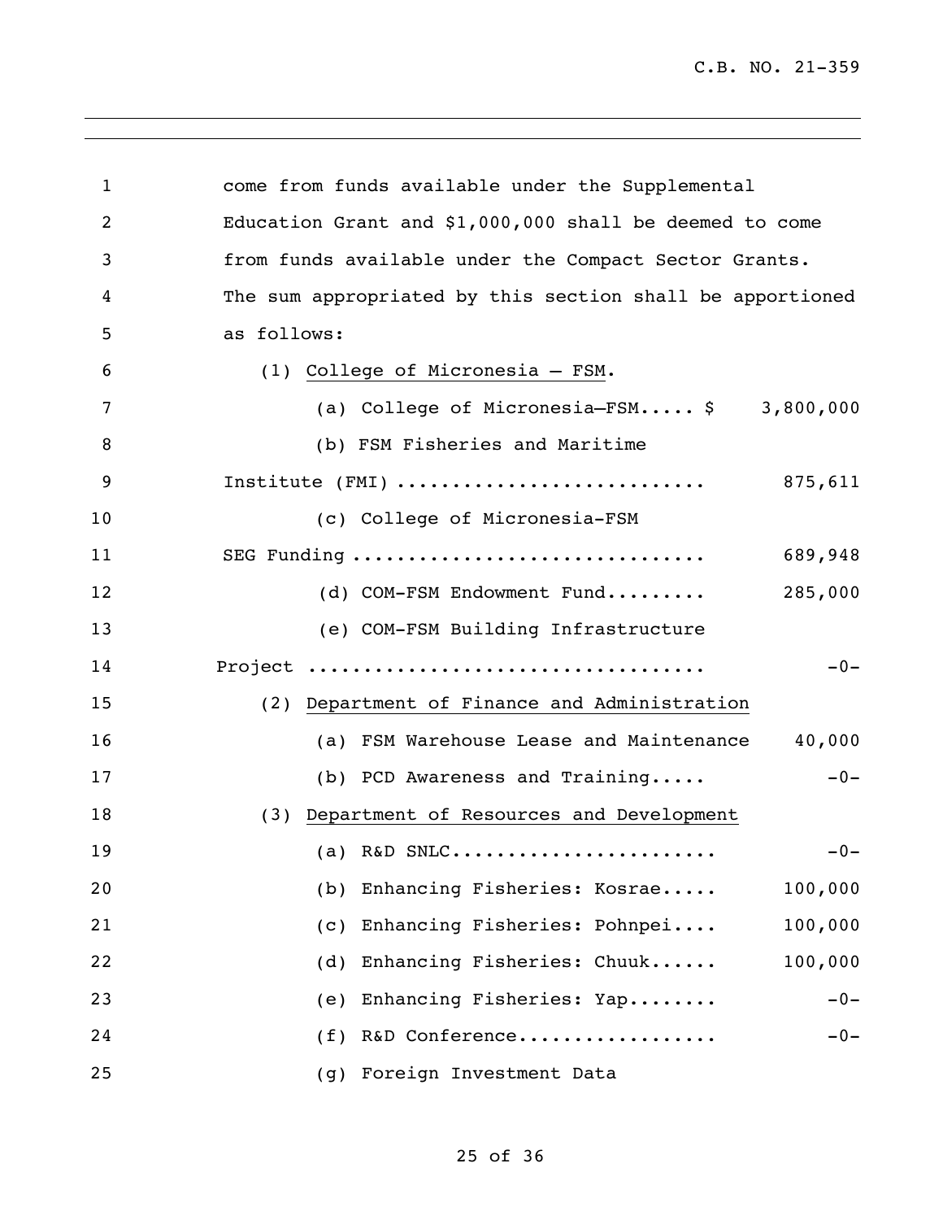come from funds available under the Supplemental Education Grant and $1,000,000 shall be deemed to come from funds available under the Compact Sector Grants. The sum appropriated by this section shall be apportioned as follows:

(1) College of Micronesia – FSM.

(a) College of Micronesia–FSM..... $ 3,800,000

(b) FSM Fisheries and Maritime Institute (FMI) ........................... 875,611

(c) College of Micronesia-FSM SEG Funding ............................... 689,948

(d) COM-FSM Endowment Fund......... 285,000

(e) COM-FSM Building Infrastructure Project .................................. -0-

(2) Department of Finance and Administration

(a) FSM Warehouse Lease and Maintenance 40,000

(b) PCD Awareness and Training..... -0-

(3) Department of Resources and Development

(a) R&D SNLC....................... -0-

(b) Enhancing Fisheries: Kosrae..... 100,000

(c) Enhancing Fisheries: Pohnpei.... 100,000

(d) Enhancing Fisheries: Chuuk...... 100,000

(e) Enhancing Fisheries: Yap........ -0-

(f) R&D Conference.................. -0-

(g) Foreign Investment Data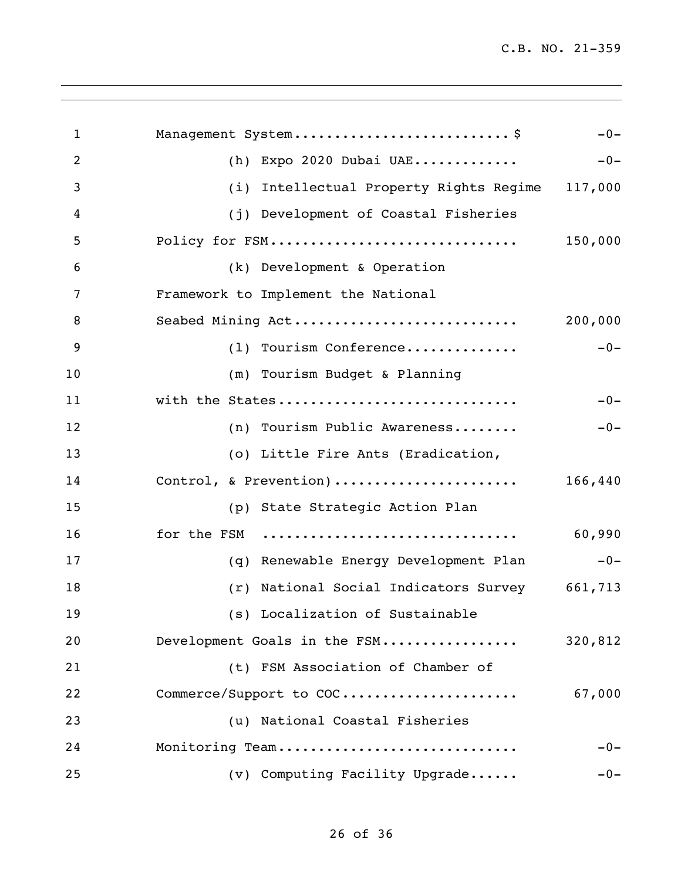| | |
|---|---|
| Management System..........................$ | -0- |
| (h) Expo 2020 Dubai UAE............ | -0- |
| (i) Intellectual Property Rights Regime | 117,000 |
| (j) Development of Coastal Fisheries Policy for FSM............................. | 150,000 |
| (k) Development & Operation Framework to Implement the National Seabed Mining Act........................... | 200,000 |
| (l) Tourism Conference............. | -0- |
| (m) Tourism Budget & Planning with the States............................ | -0- |
| (n) Tourism Public Awareness........ | -0- |
| (o) Little Fire Ants (Eradication, Control, & Prevention)...................... | 166,440 |
| (p) State Strategic Action Plan for the FSM .............................. | 60,990 |
| (q) Renewable Energy Development Plan | -0- |
| (r) National Social Indicators Survey | 661,713 |
| (s) Localization of Sustainable Development Goals in the FSM................ | 320,812 |
| (t) FSM Association of Chamber of Commerce/Support to COC..................... | 67,000 |
| (u) National Coastal Fisheries Monitoring Team............................ | -0- |
| (v) Computing Facility Upgrade...... | -0- |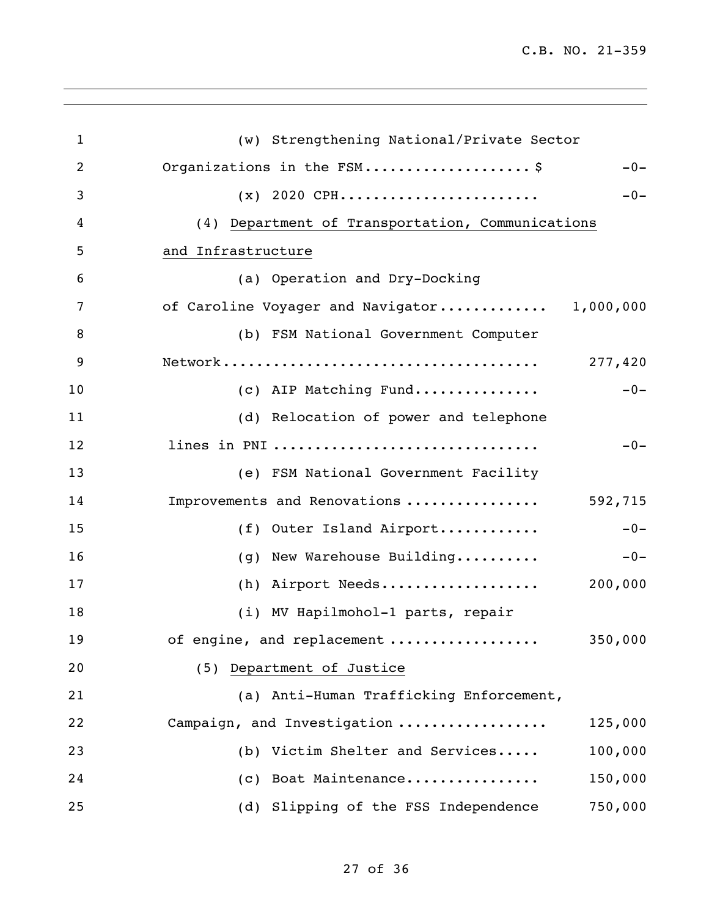(w) Strengthening National/Private Sector Organizations in the FSM.................. $ -0-

(x) 2020 CPH....................... -0-

(4) Department of Transportation, Communications and Infrastructure

(a) Operation and Dry-Docking of Caroline Voyager and Navigator............ 1,000,000

(b) FSM National Government Computer Network.................................... 277,420

(c) AIP Matching Fund.............. -0-

(d) Relocation of power and telephone lines in PNI .............................. -0-

(e) FSM National Government Facility Improvements and Renovations ............... 592,715

(f) Outer Island Airport........... -0-

(g) New Warehouse Building.......... -0-

(h) Airport Needs.................. 200,000

(i) MV Hapilmohol-1 parts, repair of engine, and replacement ................. 350,000

(5) Department of Justice

(a) Anti-Human Trafficking Enforcement, Campaign, and Investigation ................. 125,000

(b) Victim Shelter and Services..... 100,000

(c) Boat Maintenance............... 150,000

(d) Slipping of the FSS Independence 750,000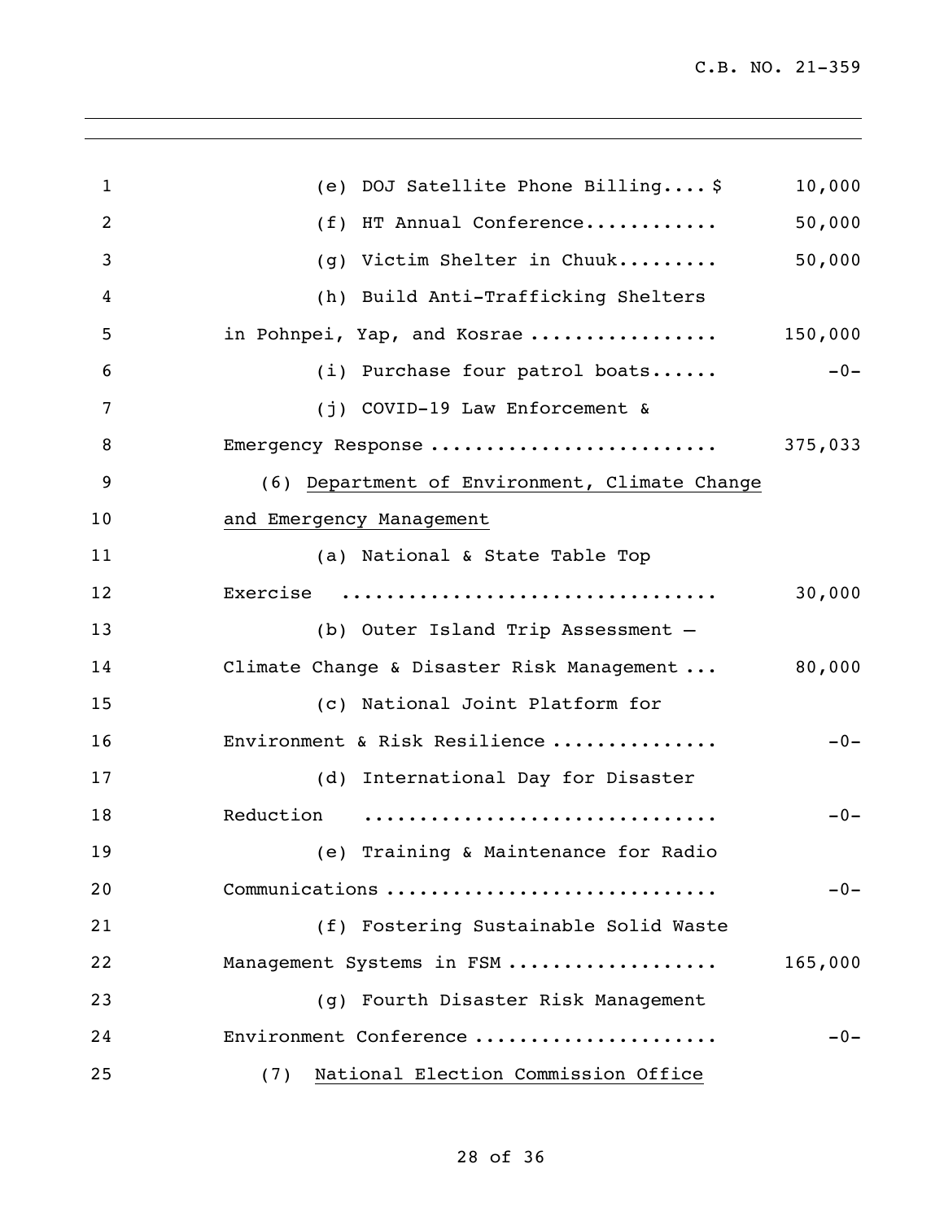(e) DOJ Satellite Phone Billing.... $ 10,000

(f) HT Annual Conference............ 50,000

(g) Victim Shelter in Chuuk......... 50,000

(h) Build Anti-Trafficking Shelters in Pohnpei, Yap, and Kosrae ................ 150,000

(i) Purchase four patrol boats...... -0-

(j) COVID-19 Law Enforcement & Emergency Response ......................... 375,033

(6) <u>Department of Environment, Climate Change and Emergency Management</u>

(a) National & State Table Top Exercise ................................ 30,000

(b) Outer Island Trip Assessment – Climate Change & Disaster Risk Management ... 80,000

(c) National Joint Platform for Environment & Risk Resilience .............. -0-

(d) International Day for Disaster Reduction ............................... -0-

(e) Training & Maintenance for Radio Communications ............................ -0-

(f) Fostering Sustainable Solid Waste Management Systems in FSM .................. 165,000

(g) Fourth Disaster Risk Management Environment Conference ..................... -0-

(7) <u>National Election Commission Office</u>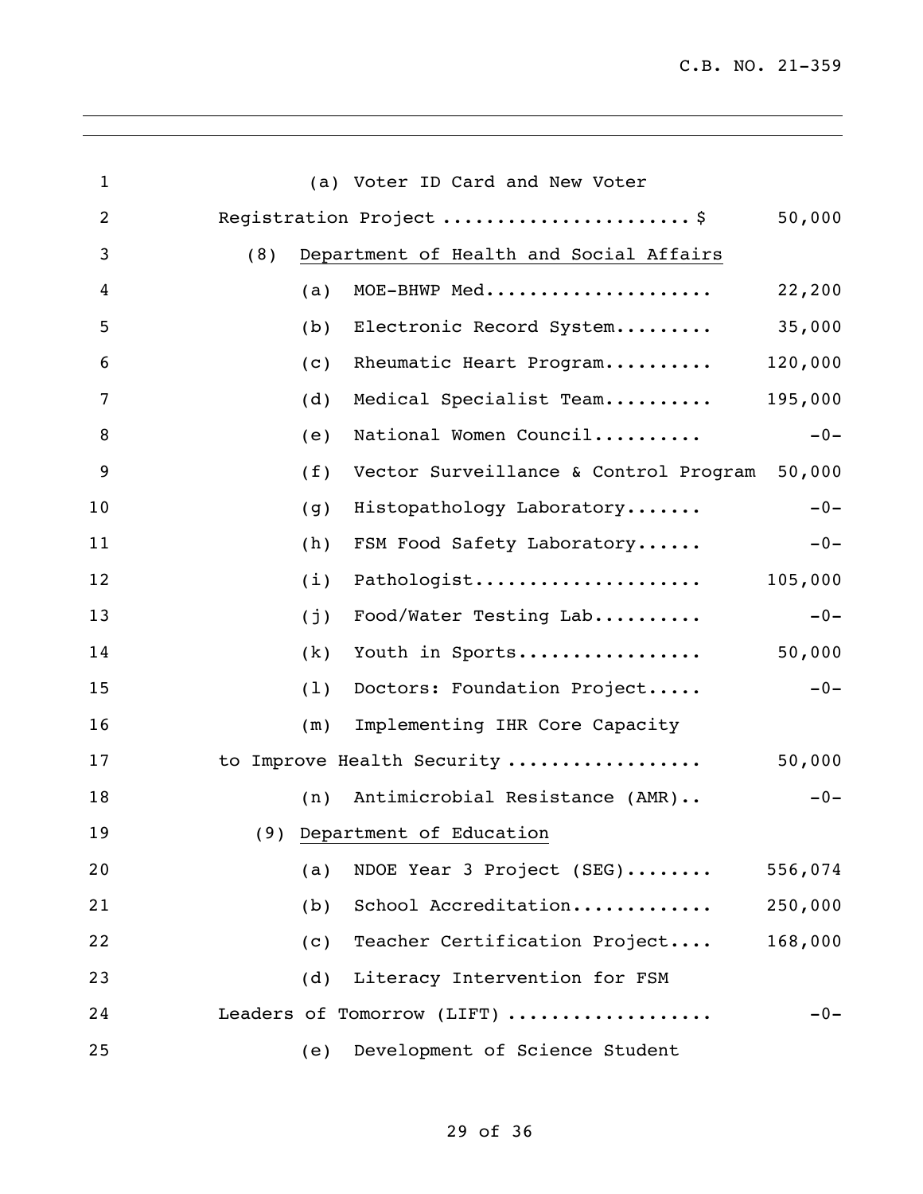(a) Voter ID Card and New Voter Registration Project ...................... $ 50,000

(8) Department of Health and Social Affairs

| | | |
|---|---|---|
| (a) | MOE-BHWP Med.................... | 22,200 |
| (b) | Electronic Record System......... | 35,000 |
| (c) | Rheumatic Heart Program.......... | 120,000 |
| (d) | Medical Specialist Team.......... | 195,000 |
| (e) | National Women Council.......... | -0- |
| (f) | Vector Surveillance & Control Program | 50,000 |
| (g) | Histopathology Laboratory....... | -0- |
| (h) | FSM Food Safety Laboratory...... | -0- |
| (i) | Pathologist.................... | 105,000 |
| (j) | Food/Water Testing Lab.......... | -0- |
| (k) | Youth in Sports................. | 50,000 |
| (l) | Doctors: Foundation Project..... | -0- |
| (m) | Implementing IHR Core Capacity to Improve Health Security ................. | 50,000 |
| (n) | Antimicrobial Resistance (AMR).. | -0- |

(9) Department of Education

| | | |
|---|---|---|
| (a) | NDOE Year 3 Project (SEG)........ | 556,074 |
| (b) | School Accreditation............ | 250,000 |
| (c) | Teacher Certification Project.... | 168,000 |
| (d) | Literacy Intervention for FSM Leaders of Tomorrow (LIFT) .................. | -0- |
| (e) | Development of Science Student | |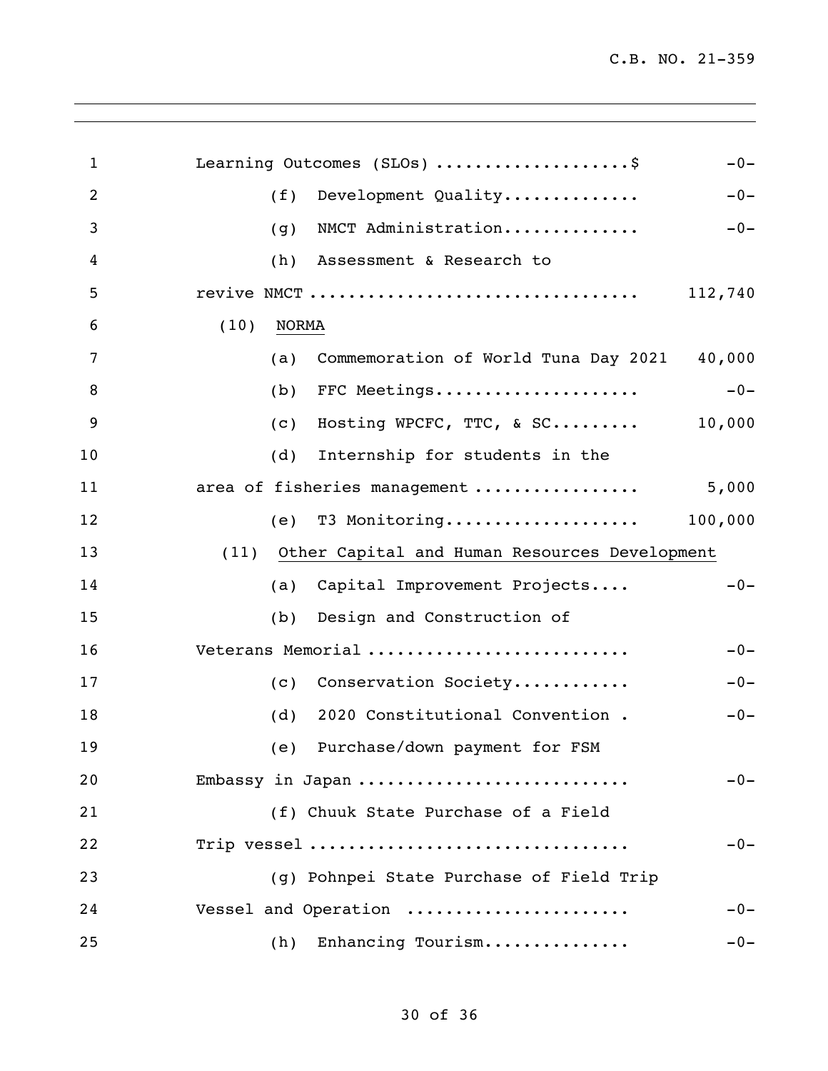Learning Outcomes (SLOs) ....................$ -0-

(f) Development Quality.............. -0-

(g) NMCT Administration.............. -0-

(h) Assessment & Research to revive NMCT .................................. 112,740

(10) <u>NORMA</u>

(a) Commemoration of World Tuna Day 2021 40,000

(b) FFC Meetings..................... -0-

(c) Hosting WPCFC, TTC, & SC......... 10,000

(d) Internship for students in the area of fisheries management ................. 5,000

(e) T3 Monitoring.................... 100,000

(11) <u>Other Capital and Human Resources Development</u>

(a) Capital Improvement Projects.... -0-

(b) Design and Construction of Veterans Memorial ........................... -0-

(c) Conservation Society............ -0-

(d) 2020 Constitutional Convention . -0-

(e) Purchase/down payment for FSM Embassy in Japan ............................ -0-

(f) Chuuk State Purchase of a Field Trip vessel ................................ -0-

(g) Pohnpei State Purchase of Field Trip Vessel and Operation ....................... -0-

(h) Enhancing Tourism............... -0-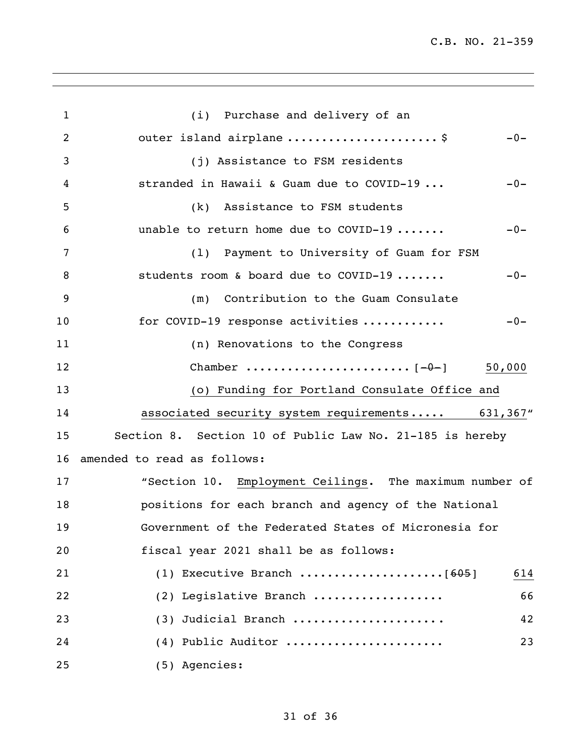(i) Purchase and delivery of an outer island airplane ..................... $ -0-

(j) Assistance to FSM residents stranded in Hawaii & Guam due to COVID-19 ... -0-

(k) Assistance to FSM students unable to return home due to COVID-19 ....... -0-

(l) Payment to University of Guam for FSM students room & board due to COVID-19 ....... -0-

(m) Contribution to the Guam Consulate for COVID-19 response activities ........... -0-

(n) Renovations to the Congress Chamber ....................... [~~-0-~~] <u>50,000</u>

<u>(o) Funding for Portland Consulate Office and associated security system requirements..... 631,367</u>"

Section 8. Section 10 of Public Law No. 21-185 is hereby amended to read as follows:

"Section 10. <u>Employment Ceilings</u>. The maximum number of positions for each branch and agency of the National Government of the Federated States of Micronesia for fiscal year 2021 shall be as follows:

(1) Executive Branch ....................[~~605~~] <u>614</u>

(2) Legislative Branch .................. 66

(3) Judicial Branch ..................... 42

(4) Public Auditor ...................... 23

(5) Agencies: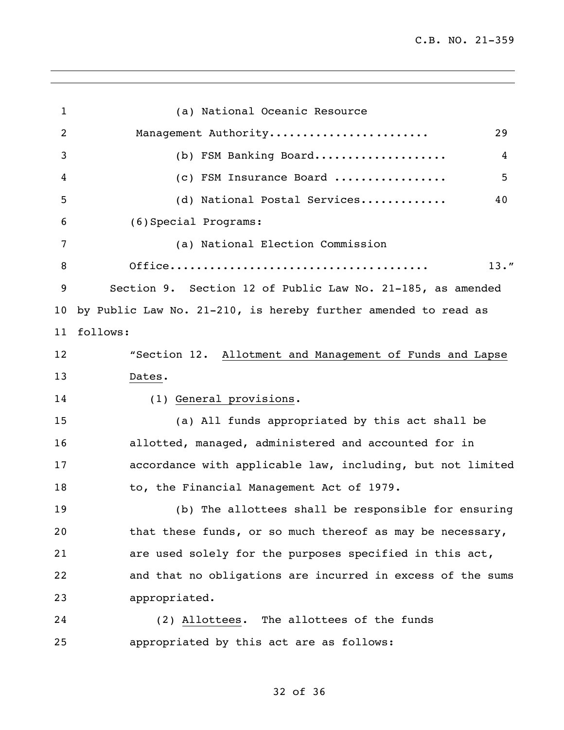(a) National Oceanic Resource Management Authority....................... 29

(b) FSM Banking Board.................... 4

(c) FSM Insurance Board ................. 5

(d) National Postal Services............. 40

(6) Special Programs:

(a) National Election Commission Office...................................... 13."

Section 9. Section 12 of Public Law No. 21-185, as amended by Public Law No. 21-210, is hereby further amended to read as follows:

"Section 12. Allotment and Management of Funds and Lapse Dates.

(1) General provisions.

(a) All funds appropriated by this act shall be allotted, managed, administered and accounted for in accordance with applicable law, including, but not limited to, the Financial Management Act of 1979.

(b) The allottees shall be responsible for ensuring that these funds, or so much thereof as may be necessary, are used solely for the purposes specified in this act, and that no obligations are incurred in excess of the sums appropriated.

(2) Allottees. The allottees of the funds appropriated by this act are as follows: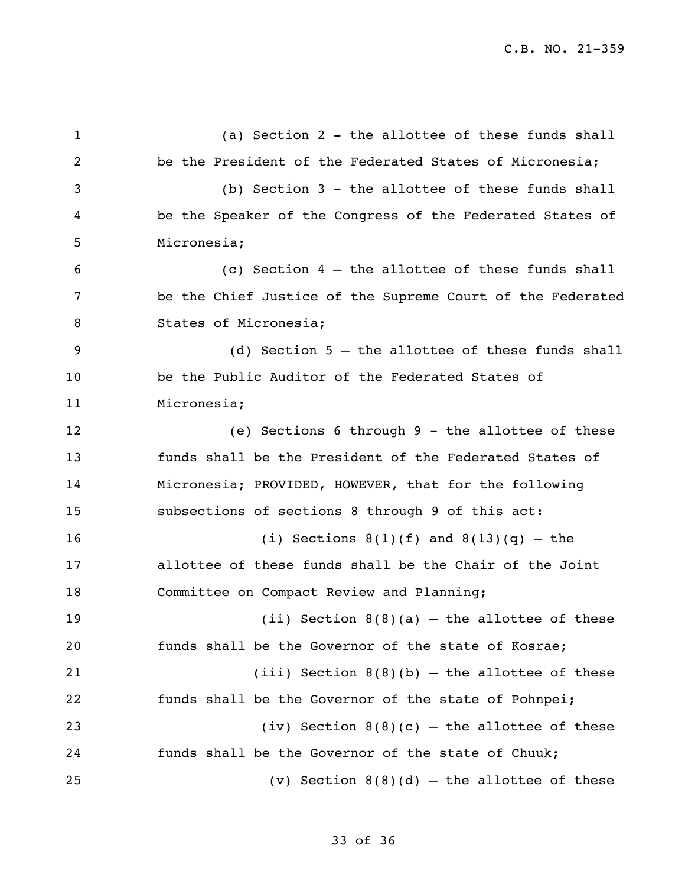(a) Section 2 - the allottee of these funds shall be the President of the Federated States of Micronesia;

(b) Section 3 - the allottee of these funds shall be the Speaker of the Congress of the Federated States of Micronesia;

(c) Section 4 – the allottee of these funds shall be the Chief Justice of the Supreme Court of the Federated States of Micronesia;

(d) Section 5 – the allottee of these funds shall be the Public Auditor of the Federated States of Micronesia;

(e) Sections 6 through 9 - the allottee of these funds shall be the President of the Federated States of Micronesia; PROVIDED, HOWEVER, that for the following subsections of sections 8 through 9 of this act:

(i) Sections 8(1)(f) and 8(13)(q) – the allottee of these funds shall be the Chair of the Joint Committee on Compact Review and Planning;

(ii) Section 8(8)(a) – the allottee of these funds shall be the Governor of the state of Kosrae;

(iii) Section 8(8)(b) – the allottee of these funds shall be the Governor of the state of Pohnpei;

(iv) Section 8(8)(c) – the allottee of these funds shall be the Governor of the state of Chuuk;

(v) Section 8(8)(d) – the allottee of these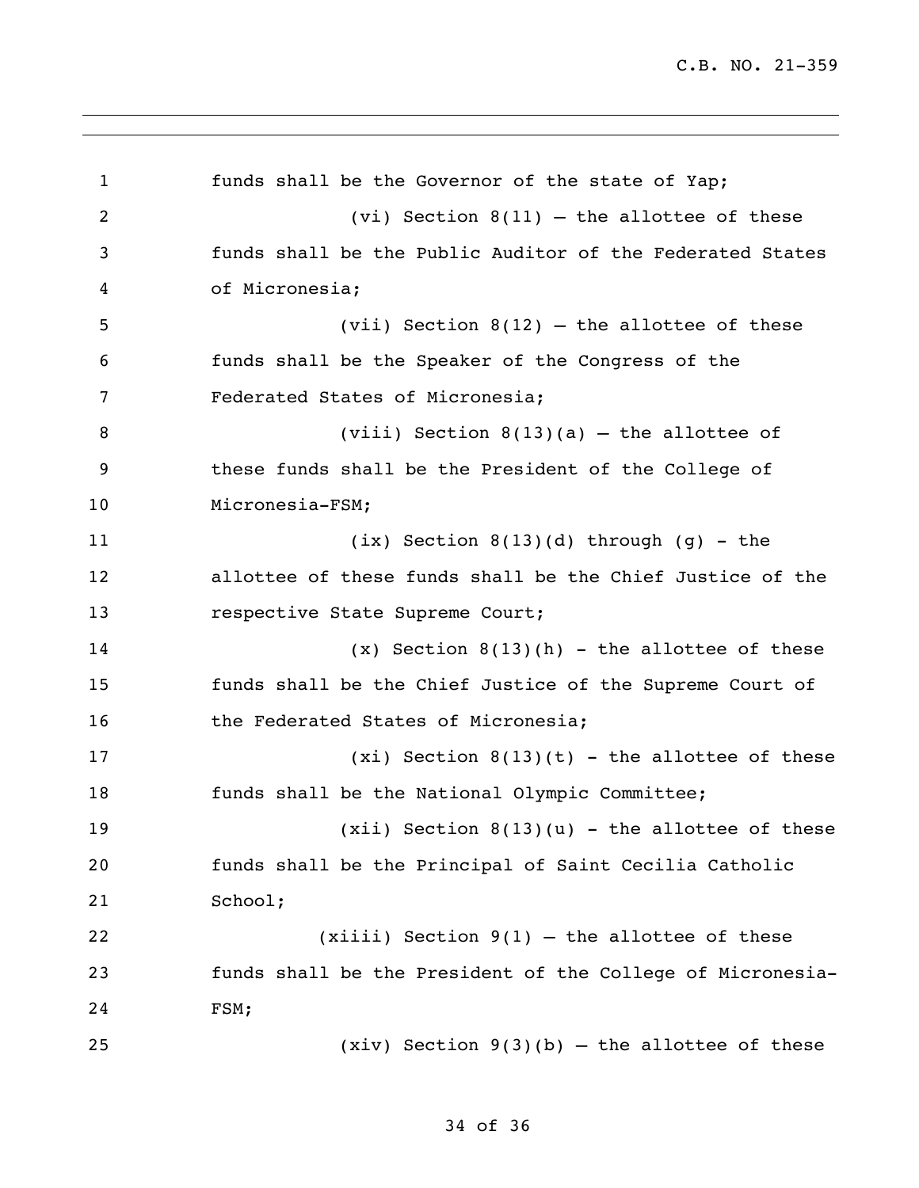funds shall be the Governor of the state of Yap;

(vi) Section 8(11) – the allottee of these funds shall be the Public Auditor of the Federated States of Micronesia;

(vii) Section 8(12) – the allottee of these funds shall be the Speaker of the Congress of the Federated States of Micronesia;

(viii) Section 8(13)(a) – the allottee of these funds shall be the President of the College of Micronesia-FSM;

(ix) Section 8(13)(d) through (g) - the allottee of these funds shall be the Chief Justice of the respective State Supreme Court;

(x) Section 8(13)(h) - the allottee of these funds shall be the Chief Justice of the Supreme Court of the Federated States of Micronesia;

(xi) Section 8(13)(t) - the allottee of these funds shall be the National Olympic Committee;

(xii) Section 8(13)(u) - the allottee of these funds shall be the Principal of Saint Cecilia Catholic School;

(xiiii) Section 9(1) – the allottee of these funds shall be the President of the College of Micronesia-FSM;

(xiv) Section 9(3)(b) – the allottee of these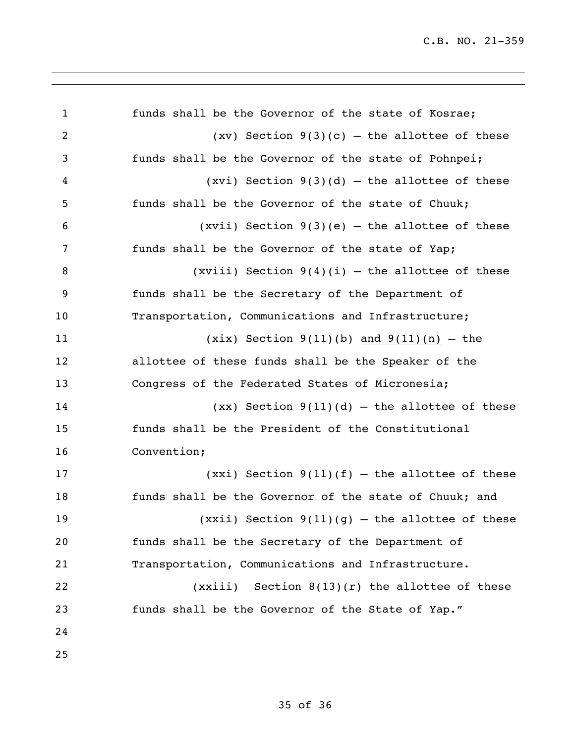funds shall be the Governor of the state of Kosrae;

(xv) Section 9(3)(c) – the allottee of these funds shall be the Governor of the state of Pohnpei;

(xvi) Section 9(3)(d) – the allottee of these funds shall be the Governor of the state of Chuuk;

(xvii) Section 9(3)(e) – the allottee of these funds shall be the Governor of the state of Yap;

(xviii) Section 9(4)(i) – the allottee of these funds shall be the Secretary of the Department of Transportation, Communications and Infrastructure;

(xix) Section 9(11)(b) <u>and 9(11)(n)</u> – the allottee of these funds shall be the Speaker of the Congress of the Federated States of Micronesia;

(xx) Section 9(11)(d) – the allottee of these funds shall be the President of the Constitutional Convention;

(xxi) Section 9(11)(f) – the allottee of these funds shall be the Governor of the state of Chuuk; and

(xxii) Section 9(11)(g) – the allottee of these funds shall be the Secretary of the Department of Transportation, Communications and Infrastructure.

(xxiii) Section 8(13)(r) the allottee of these funds shall be the Governor of the State of Yap."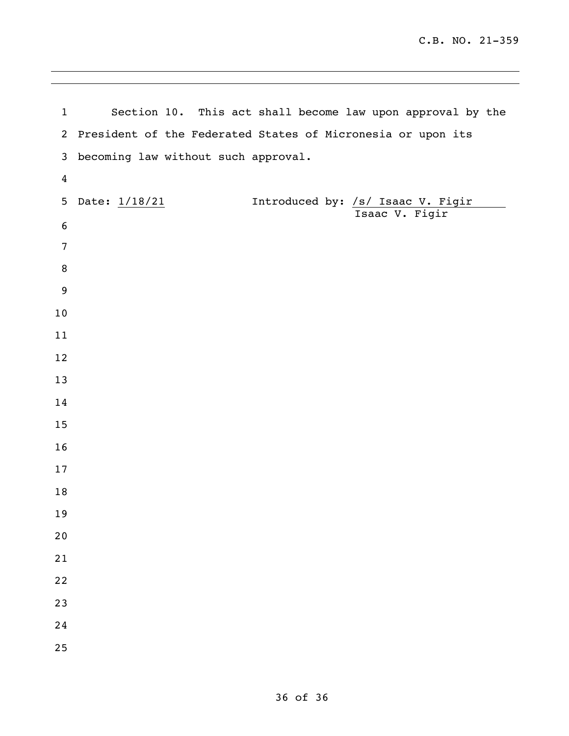Section 10. This act shall become law upon approval by the President of the Federated States of Micronesia or upon its becoming law without such approval.

Date: 1/18/21

Introduced by: /s/ Isaac V. Figir

Isaac V. Figir